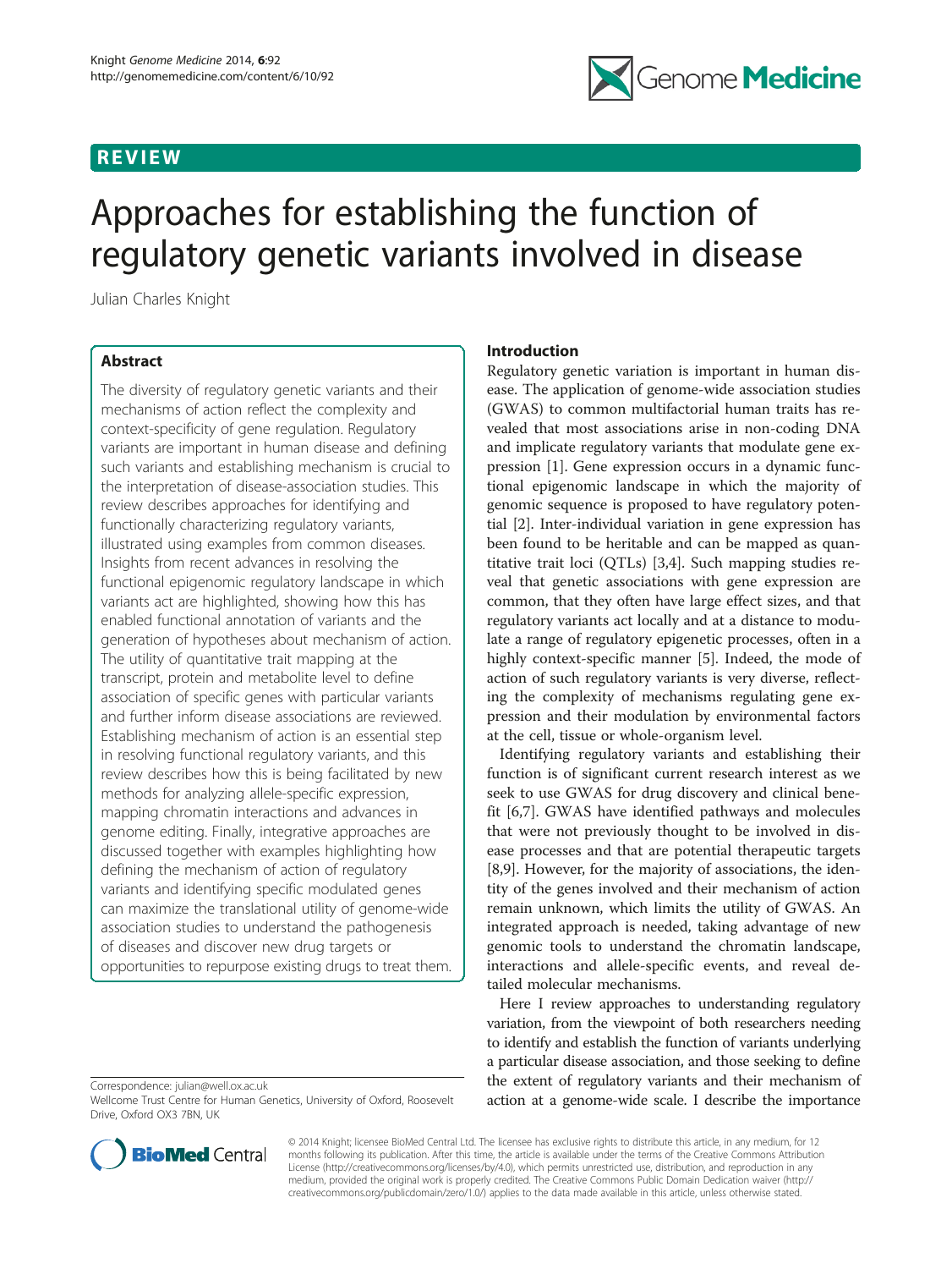REVIEW

# Approaches for establishing the function of regulatory genetic variants involved in disease

Julian Charles Knight

## Abstract

The diversity of regulatory genetic variants and their mechanisms of action reflect the complexity and context-specificity of gene regulation. Regulatory variants are important in human disease and defining such variants and establishing mechanism is crucial to the interpretation of disease-association studies. This review describes approaches for identifying and functionally characterizing regulatory variants, illustrated using examples from common diseases. Insights from recent advances in resolving the functional epigenomic regulatory landscape in which variants act are highlighted, showing how this has enabled functional annotation of variants and the generation of hypotheses about mechanism of action. The utility of quantitative trait mapping at the transcript, protein and metabolite level to define association of specific genes with particular variants and further inform disease associations are reviewed. Establishing mechanism of action is an essential step in resolving functional regulatory variants, and this review describes how this is being facilitated by new methods for analyzing allele-specific expression, mapping chromatin interactions and advances in genome editing. Finally, integrative approaches are discussed together with examples highlighting how defining the mechanism of action of regulatory variants and identifying specific modulated genes can maximize the translational utility of genome-wide association studies to understand the pathogenesis of diseases and discover new drug targets or opportunities to repurpose existing drugs to treat them.

## Introduction

Regulatory genetic variation is important in human disease. The application of genome-wide association studies (GWAS) to common multifactorial human traits has revealed that most associations arise in non-coding DNA and implicate regulatory variants that modulate gene expression [1]. Gene expression occurs in a dynamic functional epigenomic landscape in which the majority of genomic sequence is proposed to have regulatory potential [2]. Inter-individual variation in gene expression has been found to be heritable and can be mapped as quantitative trait loci (QTLs) [3,4]. Such mapping studies reveal that genetic associations with gene expression are common, that they often have large effect sizes, and that regulatory variants act locally and at a distance to modulate a range of regulatory epigenetic processes, often in a highly context-specific manner [5]. Indeed, the mode of action of such regulatory variants is very diverse, reflecting the complexity of mechanisms regulating gene expression and their modulation by environmental factors at the cell, tissue or whole-organism level.

Identifying regulatory variants and establishing their function is of significant current research interest as we seek to use GWAS for drug discovery and clinical benefit [6,7]. GWAS have identified pathways and molecules that were not previously thought to be involved in disease processes and that are potential therapeutic targets [8,9]. However, for the majority of associations, the identity of the genes involved and their mechanism of action remain unknown, which limits the utility of GWAS. An integrated approach is needed, taking advantage of new genomic tools to understand the chromatin landscape, interactions and allele-specific events, and reveal detailed molecular mechanisms.

Here I review approaches to understanding regulatory variation, from the viewpoint of both researchers needing to identify and establish the function of variants underlying a particular disease association, and those seeking to define the extent of regulatory variants and their mechanism of action at a genome-wide scale. I describe the importance

Correspondence: julian@well.ox.ac.uk
Wellcome Trust Centre for Human Genetics, University of Oxford, Roosevelt Drive, Oxford OX3 7BN, UK

© 2014 Knight; licensee BioMed Central Ltd. The licensee has exclusive rights to distribute this article, in any medium, for 12 months following its publication. After this time, the article is available under the terms of the Creative Commons Attribution License (http://creativecommons.org/licenses/by/4.0), which permits unrestricted use, distribution, and reproduction in any medium, provided the original work is properly credited. The Creative Commons Public Domain Dedication waiver (http://creativecommons.org/publicdomain/zero/1.0/) applies to the data made available in this article, unless otherwise stated.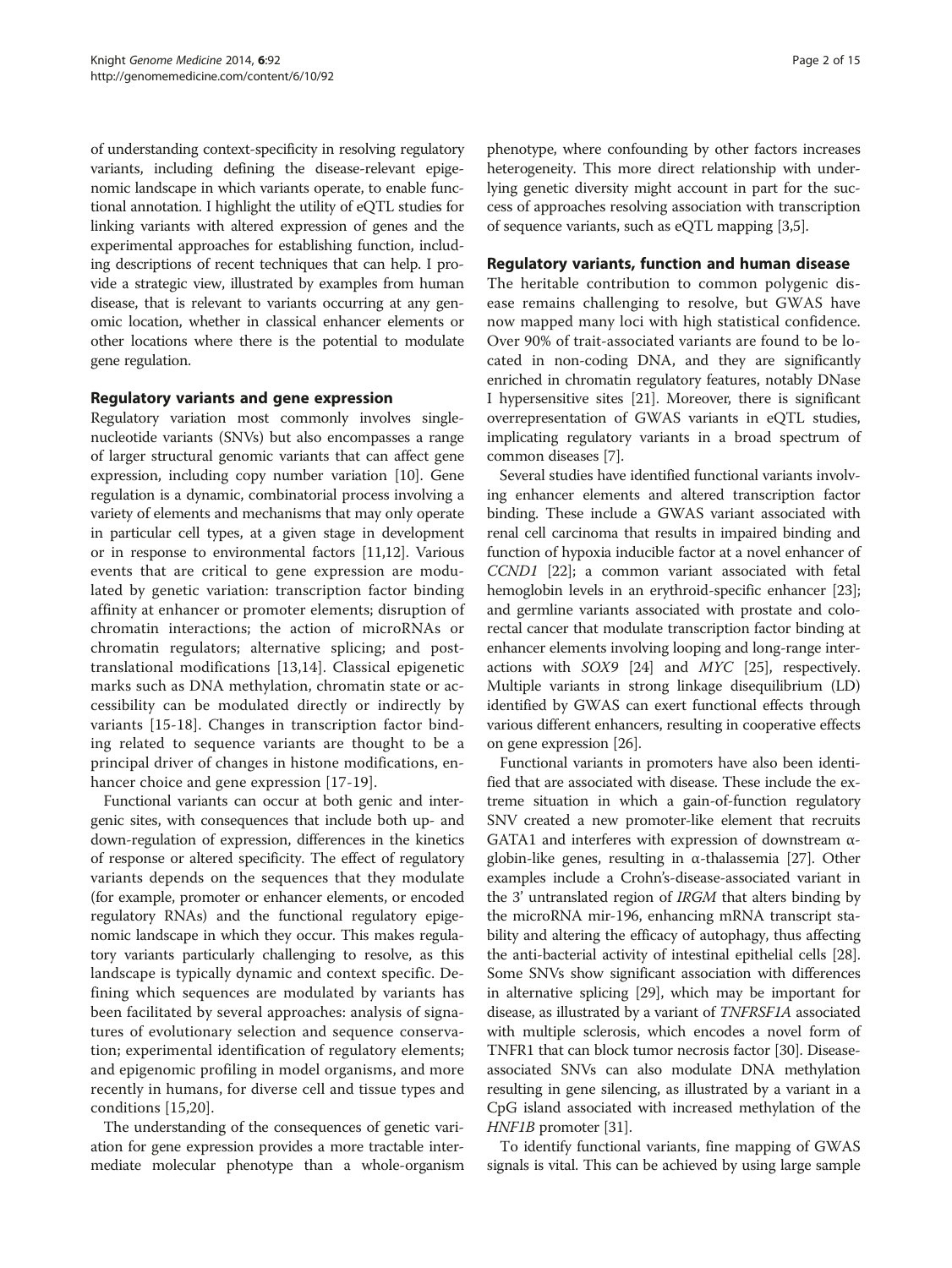of understanding context-specificity in resolving regulatory variants, including defining the disease-relevant epigenomic landscape in which variants operate, to enable functional annotation. I highlight the utility of eQTL studies for linking variants with altered expression of genes and the experimental approaches for establishing function, including descriptions of recent techniques that can help. I provide a strategic view, illustrated by examples from human disease, that is relevant to variants occurring at any genomic location, whether in classical enhancer elements or other locations where there is the potential to modulate gene regulation.

## Regulatory variants and gene expression

Regulatory variation most commonly involves single-nucleotide variants (SNVs) but also encompasses a range of larger structural genomic variants that can affect gene expression, including copy number variation [10]. Gene regulation is a dynamic, combinatorial process involving a variety of elements and mechanisms that may only operate in particular cell types, at a given stage in development or in response to environmental factors [11,12]. Various events that are critical to gene expression are modulated by genetic variation: transcription factor binding affinity at enhancer or promoter elements; disruption of chromatin interactions; the action of microRNAs or chromatin regulators; alternative splicing; and post-translational modifications [13,14]. Classical epigenetic marks such as DNA methylation, chromatin state or accessibility can be modulated directly or indirectly by variants [15-18]. Changes in transcription factor binding related to sequence variants are thought to be a principal driver of changes in histone modifications, enhancer choice and gene expression [17-19].

Functional variants can occur at both genic and intergenic sites, with consequences that include both up- and down-regulation of expression, differences in the kinetics of response or altered specificity. The effect of regulatory variants depends on the sequences that they modulate (for example, promoter or enhancer elements, or encoded regulatory RNAs) and the functional regulatory epigenomic landscape in which they occur. This makes regulatory variants particularly challenging to resolve, as this landscape is typically dynamic and context specific. Defining which sequences are modulated by variants has been facilitated by several approaches: analysis of signatures of evolutionary selection and sequence conservation; experimental identification of regulatory elements; and epigenomic profiling in model organisms, and more recently in humans, for diverse cell and tissue types and conditions [15,20].

The understanding of the consequences of genetic variation for gene expression provides a more tractable intermediate molecular phenotype than a whole-organism phenotype, where confounding by other factors increases heterogeneity. This more direct relationship with underlying genetic diversity might account in part for the success of approaches resolving association with transcription of sequence variants, such as eQTL mapping [3,5].

## Regulatory variants, function and human disease

The heritable contribution to common polygenic disease remains challenging to resolve, but GWAS have now mapped many loci with high statistical confidence. Over 90% of trait-associated variants are found to be located in non-coding DNA, and they are significantly enriched in chromatin regulatory features, notably DNase I hypersensitive sites [21]. Moreover, there is significant overrepresentation of GWAS variants in eQTL studies, implicating regulatory variants in a broad spectrum of common diseases [7].

Several studies have identified functional variants involving enhancer elements and altered transcription factor binding. These include a GWAS variant associated with renal cell carcinoma that results in impaired binding and function of hypoxia inducible factor at a novel enhancer of *CCND1* [22]; a common variant associated with fetal hemoglobin levels in an erythroid-specific enhancer [23]; and germline variants associated with prostate and colorectal cancer that modulate transcription factor binding at enhancer elements involving looping and long-range interactions with *SOX9* [24] and *MYC* [25], respectively. Multiple variants in strong linkage disequilibrium (LD) identified by GWAS can exert functional effects through various different enhancers, resulting in cooperative effects on gene expression [26].

Functional variants in promoters have also been identified that are associated with disease. These include the extreme situation in which a gain-of-function regulatory SNV created a new promoter-like element that recruits GATA1 and interferes with expression of downstream α-globin-like genes, resulting in α-thalassemia [27]. Other examples include a Crohn's-disease-associated variant in the 3' untranslated region of *IRGM* that alters binding by the microRNA mir-196, enhancing mRNA transcript stability and altering the efficacy of autophagy, thus affecting the anti-bacterial activity of intestinal epithelial cells [28]. Some SNVs show significant association with differences in alternative splicing [29], which may be important for disease, as illustrated by a variant of *TNFRSF1A* associated with multiple sclerosis, which encodes a novel form of TNFR1 that can block tumor necrosis factor [30]. Disease-associated SNVs can also modulate DNA methylation resulting in gene silencing, as illustrated by a variant in a CpG island associated with increased methylation of the *HNF1B* promoter [31].

To identify functional variants, fine mapping of GWAS signals is vital. This can be achieved by using large sample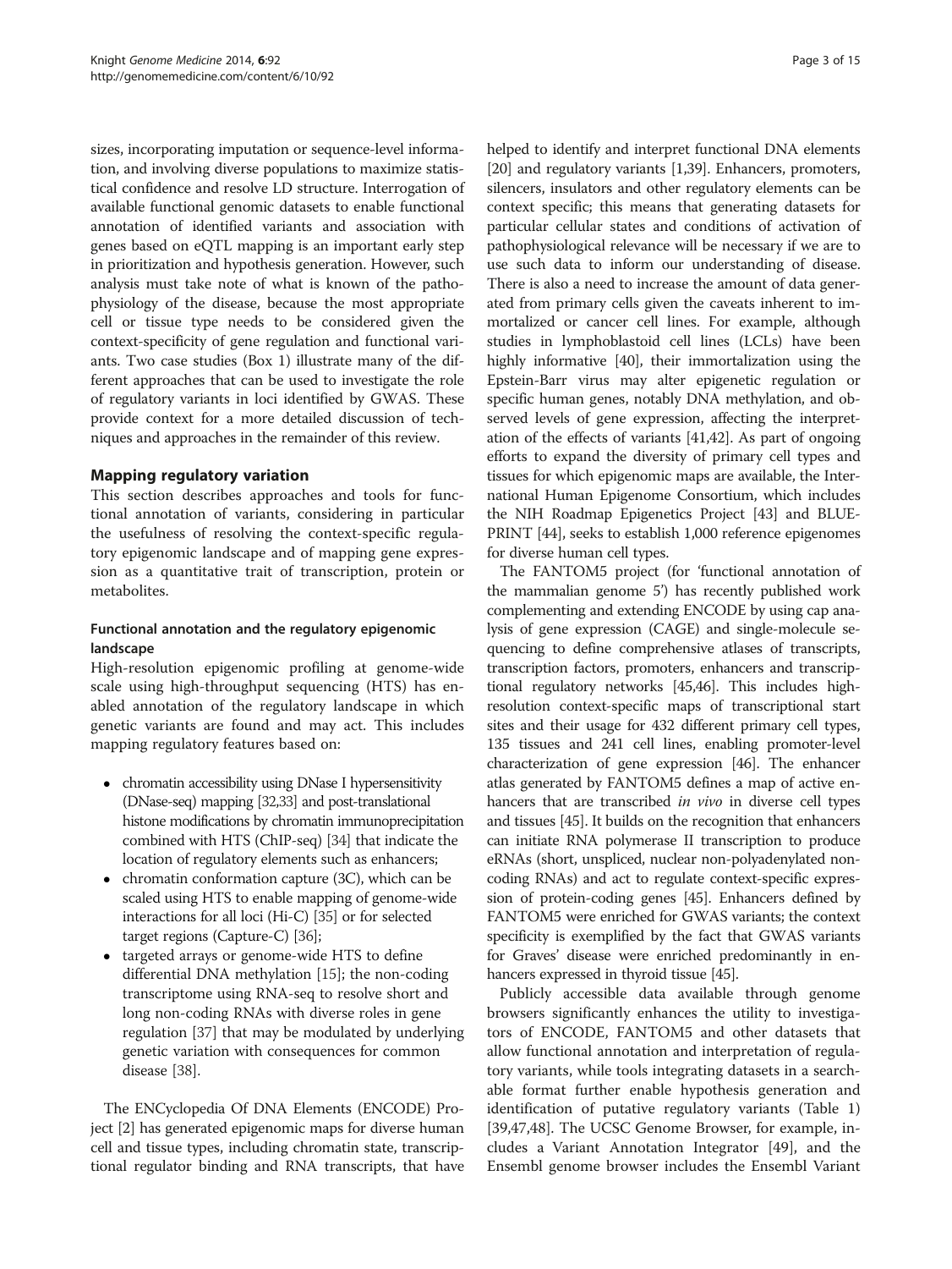sizes, incorporating imputation or sequence-level information, and involving diverse populations to maximize statistical confidence and resolve LD structure. Interrogation of available functional genomic datasets to enable functional annotation of identified variants and association with genes based on eQTL mapping is an important early step in prioritization and hypothesis generation. However, such analysis must take note of what is known of the pathophysiology of the disease, because the most appropriate cell or tissue type needs to be considered given the context-specificity of gene regulation and functional variants. Two case studies (Box 1) illustrate many of the different approaches that can be used to investigate the role of regulatory variants in loci identified by GWAS. These provide context for a more detailed discussion of techniques and approaches in the remainder of this review.

## Mapping regulatory variation

This section describes approaches and tools for functional annotation of variants, considering in particular the usefulness of resolving the context-specific regulatory epigenomic landscape and of mapping gene expression as a quantitative trait of transcription, protein or metabolites.

### Functional annotation and the regulatory epigenomic landscape

High-resolution epigenomic profiling at genome-wide scale using high-throughput sequencing (HTS) has enabled annotation of the regulatory landscape in which genetic variants are found and may act. This includes mapping regulatory features based on:

- chromatin accessibility using DNase I hypersensitivity (DNase-seq) mapping [32,33] and post-translational histone modifications by chromatin immunoprecipitation combined with HTS (ChIP-seq) [34] that indicate the location of regulatory elements such as enhancers;
- chromatin conformation capture (3C), which can be scaled using HTS to enable mapping of genome-wide interactions for all loci (Hi-C) [35] or for selected target regions (Capture-C) [36];
- targeted arrays or genome-wide HTS to define differential DNA methylation [15]; the non-coding transcriptome using RNA-seq to resolve short and long non-coding RNAs with diverse roles in gene regulation [37] that may be modulated by underlying genetic variation with consequences for common disease [38].

The ENCyclopedia Of DNA Elements (ENCODE) Project [2] has generated epigenomic maps for diverse human cell and tissue types, including chromatin state, transcriptional regulator binding and RNA transcripts, that have helped to identify and interpret functional DNA elements [20] and regulatory variants [1,39]. Enhancers, promoters, silencers, insulators and other regulatory elements can be context specific; this means that generating datasets for particular cellular states and conditions of activation of pathophysiological relevance will be necessary if we are to use such data to inform our understanding of disease. There is also a need to increase the amount of data generated from primary cells given the caveats inherent to immortalized or cancer cell lines. For example, although studies in lymphoblastoid cell lines (LCLs) have been highly informative [40], their immortalization using the Epstein-Barr virus may alter epigenetic regulation or specific human genes, notably DNA methylation, and observed levels of gene expression, affecting the interpretation of the effects of variants [41,42]. As part of ongoing efforts to expand the diversity of primary cell types and tissues for which epigenomic maps are available, the International Human Epigenome Consortium, which includes the NIH Roadmap Epigenetics Project [43] and BLUEPRINT [44], seeks to establish 1,000 reference epigenomes for diverse human cell types.

The FANTOM5 project (for 'functional annotation of the mammalian genome 5') has recently published work complementing and extending ENCODE by using cap analysis of gene expression (CAGE) and single-molecule sequencing to define comprehensive atlases of transcripts, transcription factors, promoters, enhancers and transcriptional regulatory networks [45,46]. This includes high-resolution context-specific maps of transcriptional start sites and their usage for 432 different primary cell types, 135 tissues and 241 cell lines, enabling promoter-level characterization of gene expression [46]. The enhancer atlas generated by FANTOM5 defines a map of active enhancers that are transcribed *in vivo* in diverse cell types and tissues [45]. It builds on the recognition that enhancers can initiate RNA polymerase II transcription to produce eRNAs (short, unspliced, nuclear non-polyadenylated non-coding RNAs) and act to regulate context-specific expression of protein-coding genes [45]. Enhancers defined by FANTOM5 were enriched for GWAS variants; the context specificity is exemplified by the fact that GWAS variants for Graves' disease were enriched predominantly in enhancers expressed in thyroid tissue [45].

Publicly accessible data available through genome browsers significantly enhances the utility to investigators of ENCODE, FANTOM5 and other datasets that allow functional annotation and interpretation of regulatory variants, while tools integrating datasets in a searchable format further enable hypothesis generation and identification of putative regulatory variants (Table 1) [39,47,48]. The UCSC Genome Browser, for example, includes a Variant Annotation Integrator [49], and the Ensembl genome browser includes the Ensembl Variant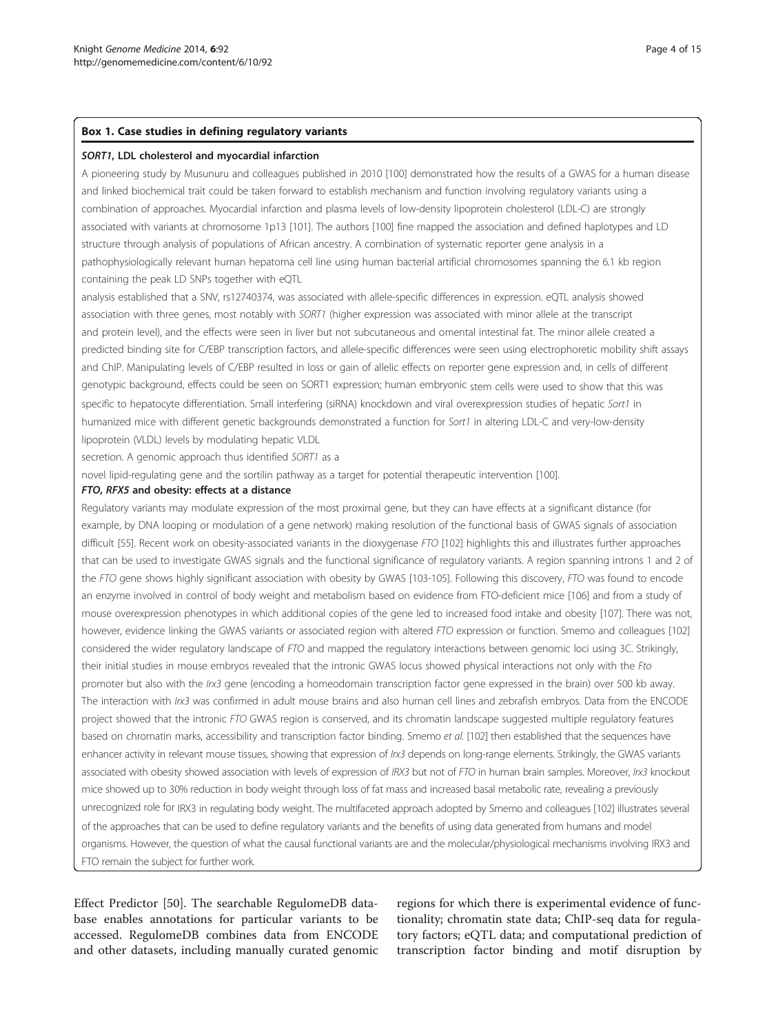## Box 1. Case studies in defining regulatory variants

### *SORT1*, LDL cholesterol and myocardial infarction

A pioneering study by Musunuru and colleagues published in 2010 [100] demonstrated how the results of a GWAS for a human disease and linked biochemical trait could be taken forward to establish mechanism and function involving regulatory variants using a combination of approaches. Myocardial infarction and plasma levels of low-density lipoprotein cholesterol (LDL-C) are strongly associated with variants at chromosome 1p13 [101]. The authors [100] fine mapped the association and defined haplotypes and LD structure through analysis of populations of African ancestry. A combination of systematic reporter gene analysis in a pathophysiologically relevant human hepatoma cell line using human bacterial artificial chromosomes spanning the 6.1 kb region containing the peak LD SNPs together with eQTL analysis established that a SNV, rs12740374, was associated with allele-specific differences in expression. eQTL analysis showed association with three genes, most notably with *SORT1* (higher expression was associated with minor allele at the transcript and protein level), and the effects were seen in liver but not subcutaneous and omental intestinal fat. The minor allele created a predicted binding site for C/EBP transcription factors, and allele-specific differences were seen using electrophoretic mobility shift assays and ChIP. Manipulating levels of C/EBP resulted in loss or gain of allelic effects on reporter gene expression and, in cells of different genotypic background, effects could be seen on SORT1 expression; human embryonic stem cells were used to show that this was specific to hepatocyte differentiation. Small interfering (siRNA) knockdown and viral overexpression studies of hepatic *Sort1* in humanized mice with different genetic backgrounds demonstrated a function for *Sort1* in altering LDL-C and very-low-density lipoprotein (VLDL) levels by modulating hepatic VLDL secretion. A genomic approach thus identified *SORT1* as a novel lipid-regulating gene and the sortilin pathway as a target for potential therapeutic intervention [100].

### *FTO*, *RFX5* and obesity: effects at a distance

Regulatory variants may modulate expression of the most proximal gene, but they can have effects at a significant distance (for example, by DNA looping or modulation of a gene network) making resolution of the functional basis of GWAS signals of association difficult [55]. Recent work on obesity-associated variants in the dioxygenase *FTO* [102] highlights this and illustrates further approaches that can be used to investigate GWAS signals and the functional significance of regulatory variants. A region spanning introns 1 and 2 of the *FTO* gene shows highly significant association with obesity by GWAS [103-105]. Following this discovery, *FTO* was found to encode an enzyme involved in control of body weight and metabolism based on evidence from FTO-deficient mice [106] and from a study of mouse overexpression phenotypes in which additional copies of the gene led to increased food intake and obesity [107]. There was not, however, evidence linking the GWAS variants or associated region with altered *FTO* expression or function. Smemo and colleagues [102] considered the wider regulatory landscape of *FTO* and mapped the regulatory interactions between genomic loci using 3C. Strikingly, their initial studies in mouse embryos revealed that the intronic GWAS locus showed physical interactions not only with the *Fto* promoter but also with the *Irx3* gene (encoding a homeodomain transcription factor gene expressed in the brain) over 500 kb away. The interaction with *Irx3* was confirmed in adult mouse brains and also human cell lines and zebrafish embryos. Data from the ENCODE project showed that the intronic *FTO* GWAS region is conserved, and its chromatin landscape suggested multiple regulatory features based on chromatin marks, accessibility and transcription factor binding. Smemo *et al.* [102] then established that the sequences have enhancer activity in relevant mouse tissues, showing that expression of *Irx3* depends on long-range elements. Strikingly, the GWAS variants associated with obesity showed association with levels of expression of *IRX3* but not of *FTO* in human brain samples. Moreover, *Irx3* knockout mice showed up to 30% reduction in body weight through loss of fat mass and increased basal metabolic rate, revealing a previously unrecognized role for IRX3 in regulating body weight. The multifaceted approach adopted by Smemo and colleagues [102] illustrates several of the approaches that can be used to define regulatory variants and the benefits of using data generated from humans and model organisms. However, the question of what the causal functional variants are and the molecular/physiological mechanisms involving IRX3 and FTO remain the subject for further work.

Effect Predictor [50]. The searchable RegulomeDB database enables annotations for particular variants to be accessed. RegulomeDB combines data from ENCODE and other datasets, including manually curated genomic regions for which there is experimental evidence of functionality; chromatin state data; ChIP-seq data for regulatory factors; eQTL data; and computational prediction of transcription factor binding and motif disruption by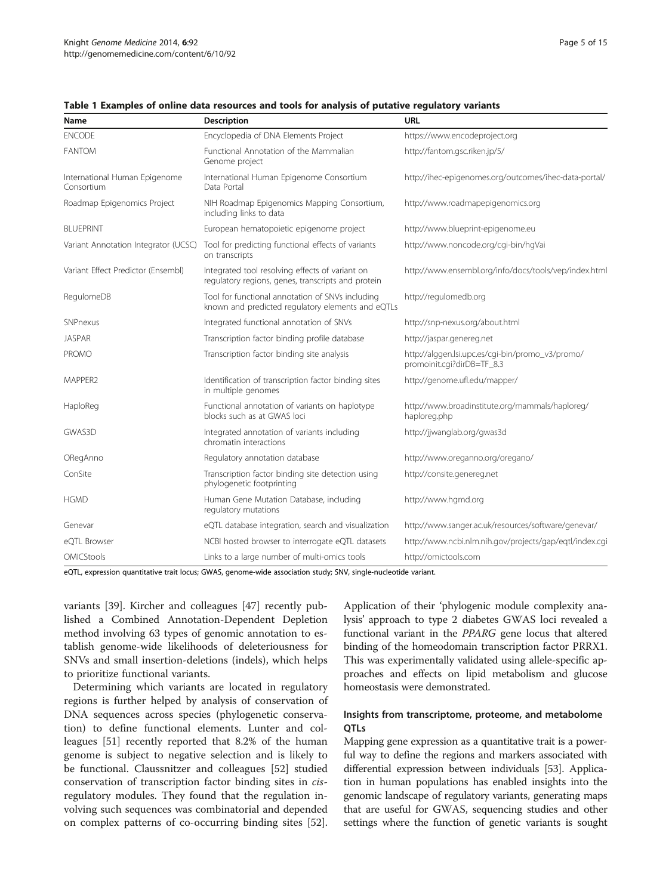**Table 1 Examples of online data resources and tools for analysis of putative regulatory variants**

| Name | Description | URL |
|---|---|---|
| ENCODE | Encyclopedia of DNA Elements Project | https://www.encodeproject.org |
| FANTOM | Functional Annotation of the Mammalian Genome project | http://fantom.gsc.riken.jp/5/ |
| International Human Epigenome Consortium | International Human Epigenome Consortium Data Portal | http://ihec-epigenomes.org/outcomes/ihec-data-portal/ |
| Roadmap Epigenomics Project | NIH Roadmap Epigenomics Mapping Consortium, including links to data | http://www.roadmapepigenomics.org |
| BLUEPRINT | European hematopoietic epigenome project | http://www.blueprint-epigenome.eu |
| Variant Annotation Integrator (UCSC) | Tool for predicting functional effects of variants on transcripts | http://www.noncode.org/cgi-bin/hgVai |
| Variant Effect Predictor (Ensembl) | Integrated tool resolving effects of variant on regulatory regions, genes, transcripts and protein | http://www.ensembl.org/info/docs/tools/vep/index.html |
| RegulomeDB | Tool for functional annotation of SNVs including known and predicted regulatory elements and eQTLs | http://regulomedb.org |
| SNPnexus | Integrated functional annotation of SNVs | http://snp-nexus.org/about.html |
| JASPAR | Transcription factor binding profile database | http://jaspar.genereg.net |
| PROMO | Transcription factor binding site analysis | http://alggen.lsi.upc.es/cgi-bin/promo_v3/promo/promoinit.cgi?dirDB=TF_8.3 |
| MAPPER2 | Identification of transcription factor binding sites in multiple genomes | http://genome.ufl.edu/mapper/ |
| HaploReg | Functional annotation of variants on haplotype blocks such as at GWAS loci | http://www.broadinstitute.org/mammals/haploreg/haploreg.php |
| GWAS3D | Integrated annotation of variants including chromatin interactions | http://jjwanglab.org/gwas3d |
| ORegAnno | Regulatory annotation database | http://www.oreganno.org/oregano/ |
| ConSite | Transcription factor binding site detection using phylogenetic footprinting | http://consite.genereg.net |
| HGMD | Human Gene Mutation Database, including regulatory mutations | http://www.hgmd.org |
| Genevar | eQTL database integration, search and visualization | http://www.sanger.ac.uk/resources/software/genevar/ |
| eQTL Browser | NCBI hosted browser to interrogate eQTL datasets | http://www.ncbi.nlm.nih.gov/projects/gap/eqtl/index.cgi |
| OMICStools | Links to a large number of multi-omics tools | http://omictools.com |

eQTL, expression quantitative trait locus; GWAS, genome-wide association study; SNV, single-nucleotide variant.

variants [39]. Kircher and colleagues [47] recently published a Combined Annotation-Dependent Depletion method involving 63 types of genomic annotation to establish genome-wide likelihoods of deleteriousness for SNVs and small insertion-deletions (indels), which helps to prioritize functional variants.

Determining which variants are located in regulatory regions is further helped by analysis of conservation of DNA sequences across species (phylogenetic conservation) to define functional elements. Lunter and colleagues [51] recently reported that 8.2% of the human genome is subject to negative selection and is likely to be functional. Claussnitzer and colleagues [52] studied conservation of transcription factor binding sites in *cis*-regulatory modules. They found that the regulation involving such sequences was combinatorial and depended on complex patterns of co-occurring binding sites [52]. Application of their 'phylogenic module complexity analysis' approach to type 2 diabetes GWAS loci revealed a functional variant in the *PPARG* gene locus that altered binding of the homeodomain transcription factor PRRX1. This was experimentally validated using allele-specific approaches and effects on lipid metabolism and glucose homeostasis were demonstrated.

### Insights from transcriptome, proteome, and metabolome QTLs

Mapping gene expression as a quantitative trait is a powerful way to define the regions and markers associated with differential expression between individuals [53]. Application in human populations has enabled insights into the genomic landscape of regulatory variants, generating maps that are useful for GWAS, sequencing studies and other settings where the function of genetic variants is sought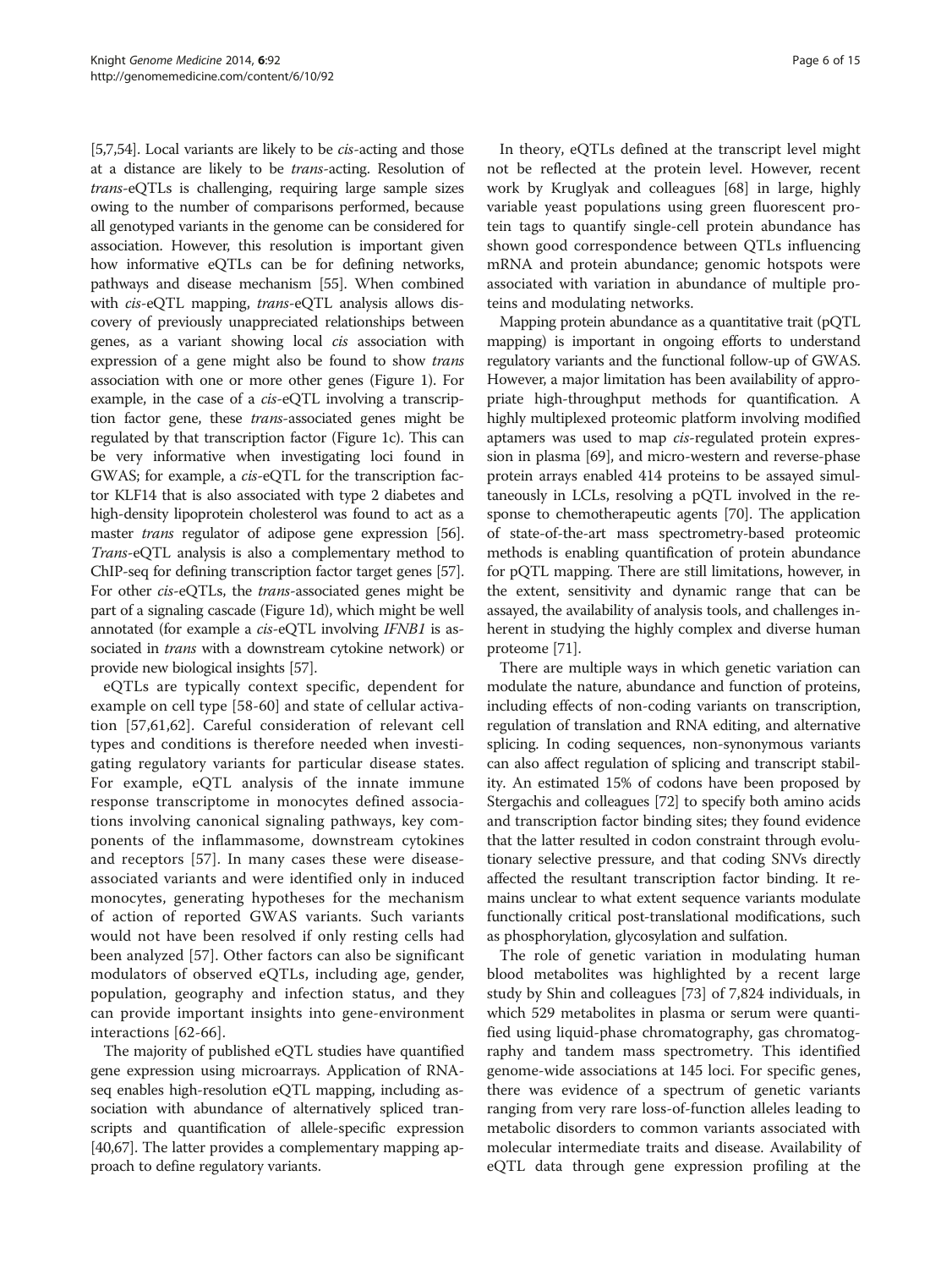[5,7,54]. Local variants are likely to be *cis*-acting and those at a distance are likely to be *trans*-acting. Resolution of *trans*-eQTLs is challenging, requiring large sample sizes owing to the number of comparisons performed, because all genotyped variants in the genome can be considered for association. However, this resolution is important given how informative eQTLs can be for defining networks, pathways and disease mechanism [55]. When combined with *cis*-eQTL mapping, *trans*-eQTL analysis allows discovery of previously unappreciated relationships between genes, as a variant showing local *cis* association with expression of a gene might also be found to show *trans* association with one or more other genes (Figure 1). For example, in the case of a *cis*-eQTL involving a transcription factor gene, these *trans*-associated genes might be regulated by that transcription factor (Figure 1c). This can be very informative when investigating loci found in GWAS; for example, a *cis*-eQTL for the transcription factor KLF14 that is also associated with type 2 diabetes and high-density lipoprotein cholesterol was found to act as a master *trans* regulator of adipose gene expression [56]. *Trans*-eQTL analysis is also a complementary method to ChIP-seq for defining transcription factor target genes [57]. For other *cis*-eQTLs, the *trans*-associated genes might be part of a signaling cascade (Figure 1d), which might be well annotated (for example a *cis*-eQTL involving *IFNB1* is associated in *trans* with a downstream cytokine network) or provide new biological insights [57].

eQTLs are typically context specific, dependent for example on cell type [58-60] and state of cellular activation [57,61,62]. Careful consideration of relevant cell types and conditions is therefore needed when investigating regulatory variants for particular disease states. For example, eQTL analysis of the innate immune response transcriptome in monocytes defined associations involving canonical signaling pathways, key components of the inflammasome, downstream cytokines and receptors [57]. In many cases these were disease-associated variants and were identified only in induced monocytes, generating hypotheses for the mechanism of action of reported GWAS variants. Such variants would not have been resolved if only resting cells had been analyzed [57]. Other factors can also be significant modulators of observed eQTLs, including age, gender, population, geography and infection status, and they can provide important insights into gene-environment interactions [62-66].

The majority of published eQTL studies have quantified gene expression using microarrays. Application of RNA-seq enables high-resolution eQTL mapping, including association with abundance of alternatively spliced transcripts and quantification of allele-specific expression [40,67]. The latter provides a complementary mapping approach to define regulatory variants.

In theory, eQTLs defined at the transcript level might not be reflected at the protein level. However, recent work by Kruglyak and colleagues [68] in large, highly variable yeast populations using green fluorescent protein tags to quantify single-cell protein abundance has shown good correspondence between QTLs influencing mRNA and protein abundance; genomic hotspots were associated with variation in abundance of multiple proteins and modulating networks.

Mapping protein abundance as a quantitative trait (pQTL mapping) is important in ongoing efforts to understand regulatory variants and the functional follow-up of GWAS. However, a major limitation has been availability of appropriate high-throughput methods for quantification. A highly multiplexed proteomic platform involving modified aptamers was used to map *cis*-regulated protein expression in plasma [69], and micro-western and reverse-phase protein arrays enabled 414 proteins to be assayed simultaneously in LCLs, resolving a pQTL involved in the response to chemotherapeutic agents [70]. The application of state-of-the-art mass spectrometry-based proteomic methods is enabling quantification of protein abundance for pQTL mapping. There are still limitations, however, in the extent, sensitivity and dynamic range that can be assayed, the availability of analysis tools, and challenges inherent in studying the highly complex and diverse human proteome [71].

There are multiple ways in which genetic variation can modulate the nature, abundance and function of proteins, including effects of non-coding variants on transcription, regulation of translation and RNA editing, and alternative splicing. In coding sequences, non-synonymous variants can also affect regulation of splicing and transcript stability. An estimated 15% of codons have been proposed by Stergachis and colleagues [72] to specify both amino acids and transcription factor binding sites; they found evidence that the latter resulted in codon constraint through evolutionary selective pressure, and that coding SNVs directly affected the resultant transcription factor binding. It remains unclear to what extent sequence variants modulate functionally critical post-translational modifications, such as phosphorylation, glycosylation and sulfation.

The role of genetic variation in modulating human blood metabolites was highlighted by a recent large study by Shin and colleagues [73] of 7,824 individuals, in which 529 metabolites in plasma or serum were quantified using liquid-phase chromatography, gas chromatography and tandem mass spectrometry. This identified genome-wide associations at 145 loci. For specific genes, there was evidence of a spectrum of genetic variants ranging from very rare loss-of-function alleles leading to metabolic disorders to common variants associated with molecular intermediate traits and disease. Availability of eQTL data through gene expression profiling at the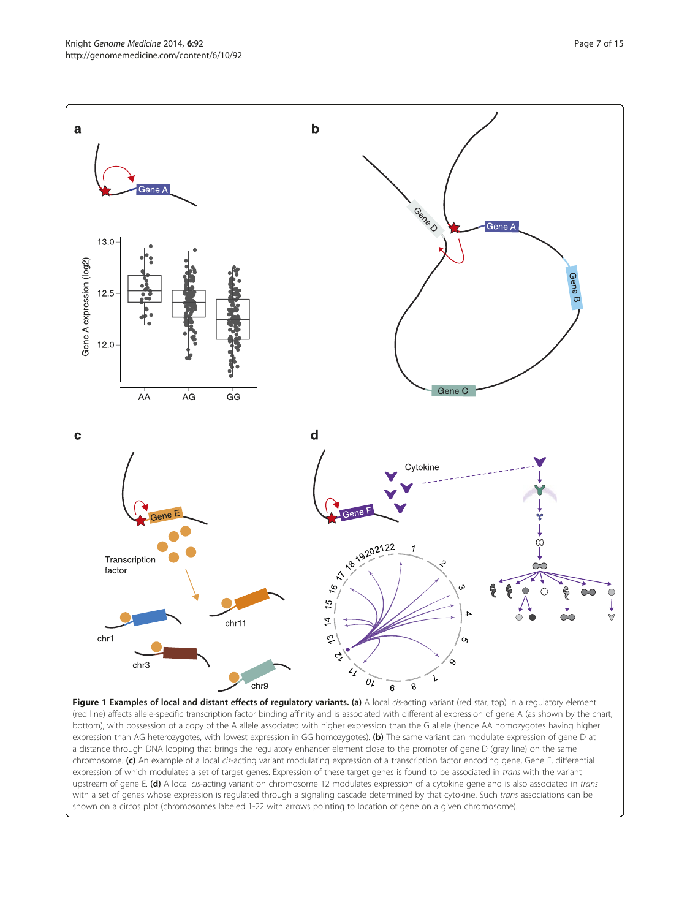**Figure 1 Examples of local and distant effects of regulatory variants. (a)** A local *cis*-acting variant (red star, top) in a regulatory element (red line) affects allele-specific transcription factor binding affinity and is associated with differential expression of gene A (as shown by the chart, bottom), with possession of a copy of the A allele associated with higher expression than the G allele (hence AA homozygotes having higher expression than AG heterozygotes, with lowest expression in GG homozygotes). **(b)** The same variant can modulate expression of gene D at a distance through DNA looping that brings the regulatory enhancer element close to the promoter of gene D (gray line) on the same chromosome. **(c)** An example of a local *cis*-acting variant modulating expression of a transcription factor encoding gene, Gene E, differential expression of which modulates a set of target genes. Expression of these target genes is found to be associated in *trans* with the variant upstream of gene E. **(d)** A local *cis*-acting variant on chromosome 12 modulates expression of a cytokine gene and is also associated in *trans* with a set of genes whose expression is regulated through a signaling cascade determined by that cytokine. Such *trans* associations can be shown on a circos plot (chromosomes labeled 1-22 with arrows pointing to location of gene on a given chromosome).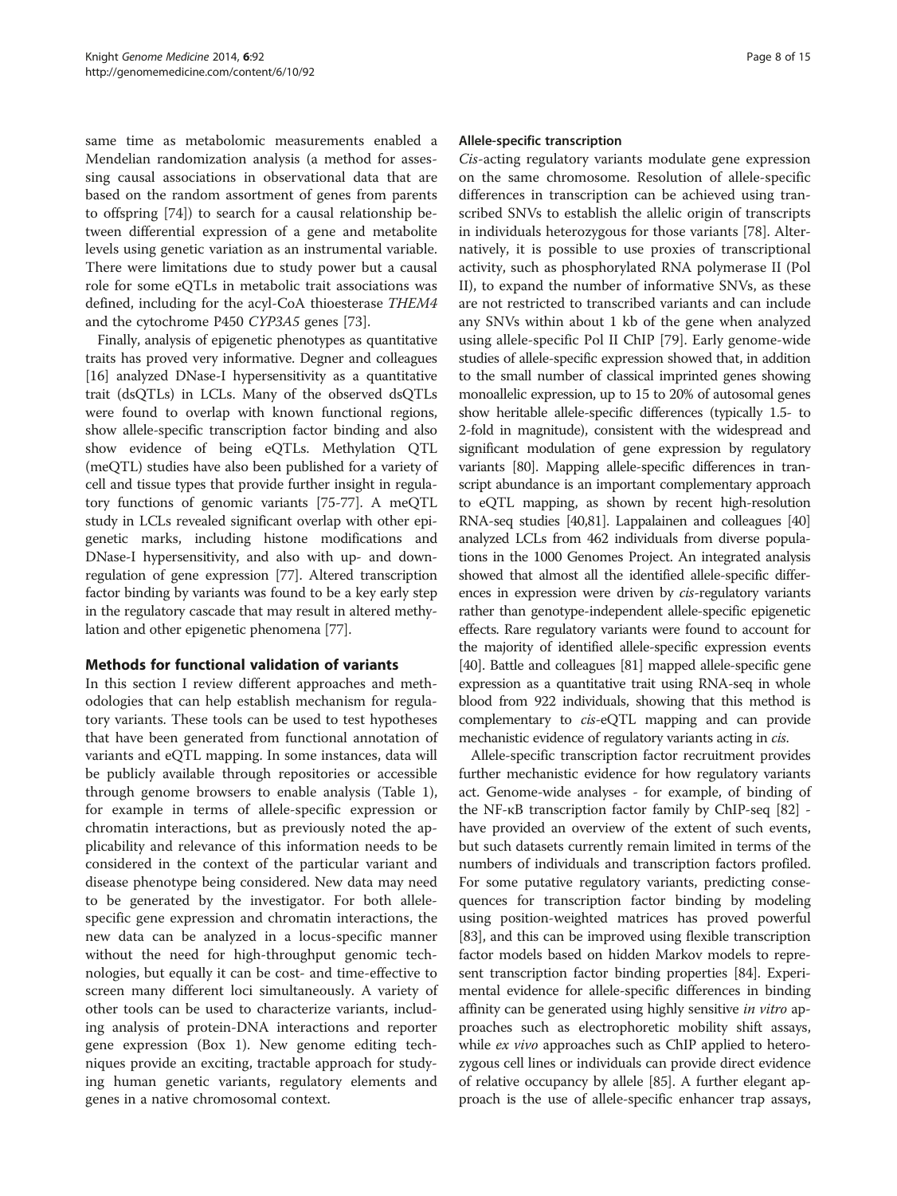same time as metabolomic measurements enabled a Mendelian randomization analysis (a method for assessing causal associations in observational data that are based on the random assortment of genes from parents to offspring [74]) to search for a causal relationship between differential expression of a gene and metabolite levels using genetic variation as an instrumental variable. There were limitations due to study power but a causal role for some eQTLs in metabolic trait associations was defined, including for the acyl-CoA thioesterase *THEM4* and the cytochrome P450 *CYP3A5* genes [73].

Finally, analysis of epigenetic phenotypes as quantitative traits has proved very informative. Degner and colleagues [16] analyzed DNase-I hypersensitivity as a quantitative trait (dsQTLs) in LCLs. Many of the observed dsQTLs were found to overlap with known functional regions, show allele-specific transcription factor binding and also show evidence of being eQTLs. Methylation QTL (meQTL) studies have also been published for a variety of cell and tissue types that provide further insight in regulatory functions of genomic variants [75-77]. A meQTL study in LCLs revealed significant overlap with other epigenetic marks, including histone modifications and DNase-I hypersensitivity, and also with up- and down-regulation of gene expression [77]. Altered transcription factor binding by variants was found to be a key early step in the regulatory cascade that may result in altered methylation and other epigenetic phenomena [77].

## Methods for functional validation of variants

In this section I review different approaches and methodologies that can help establish mechanism for regulatory variants. These tools can be used to test hypotheses that have been generated from functional annotation of variants and eQTL mapping. In some instances, data will be publicly available through repositories or accessible through genome browsers to enable analysis (Table 1), for example in terms of allele-specific expression or chromatin interactions, but as previously noted the applicability and relevance of this information needs to be considered in the context of the particular variant and disease phenotype being considered. New data may need to be generated by the investigator. For both allele-specific gene expression and chromatin interactions, the new data can be analyzed in a locus-specific manner without the need for high-throughput genomic technologies, but equally it can be cost- and time-effective to screen many different loci simultaneously. A variety of other tools can be used to characterize variants, including analysis of protein-DNA interactions and reporter gene expression (Box 1). New genome editing techniques provide an exciting, tractable approach for studying human genetic variants, regulatory elements and genes in a native chromosomal context.

### Allele-specific transcription

*Cis*-acting regulatory variants modulate gene expression on the same chromosome. Resolution of allele-specific differences in transcription can be achieved using transcribed SNVs to establish the allelic origin of transcripts in individuals heterozygous for those variants [78]. Alternatively, it is possible to use proxies of transcriptional activity, such as phosphorylated RNA polymerase II (Pol II), to expand the number of informative SNVs, as these are not restricted to transcribed variants and can include any SNVs within about 1 kb of the gene when analyzed using allele-specific Pol II ChIP [79]. Early genome-wide studies of allele-specific expression showed that, in addition to the small number of classical imprinted genes showing monoallelic expression, up to 15 to 20% of autosomal genes show heritable allele-specific differences (typically 1.5- to 2-fold in magnitude), consistent with the widespread and significant modulation of gene expression by regulatory variants [80]. Mapping allele-specific differences in transcript abundance is an important complementary approach to eQTL mapping, as shown by recent high-resolution RNA-seq studies [40,81]. Lappalainen and colleagues [40] analyzed LCLs from 462 individuals from diverse populations in the 1000 Genomes Project. An integrated analysis showed that almost all the identified allele-specific differences in expression were driven by *cis*-regulatory variants rather than genotype-independent allele-specific epigenetic effects. Rare regulatory variants were found to account for the majority of identified allele-specific expression events [40]. Battle and colleagues [81] mapped allele-specific gene expression as a quantitative trait using RNA-seq in whole blood from 922 individuals, showing that this method is complementary to *cis*-eQTL mapping and can provide mechanistic evidence of regulatory variants acting in *cis*.

Allele-specific transcription factor recruitment provides further mechanistic evidence for how regulatory variants act. Genome-wide analyses - for example, of binding of the NF-κB transcription factor family by ChIP-seq [82] - have provided an overview of the extent of such events, but such datasets currently remain limited in terms of the numbers of individuals and transcription factors profiled. For some putative regulatory variants, predicting consequences for transcription factor binding by modeling using position-weighted matrices has proved powerful [83], and this can be improved using flexible transcription factor models based on hidden Markov models to represent transcription factor binding properties [84]. Experimental evidence for allele-specific differences in binding affinity can be generated using highly sensitive *in vitro* approaches such as electrophoretic mobility shift assays, while *ex vivo* approaches such as ChIP applied to heterozygous cell lines or individuals can provide direct evidence of relative occupancy by allele [85]. A further elegant approach is the use of allele-specific enhancer trap assays,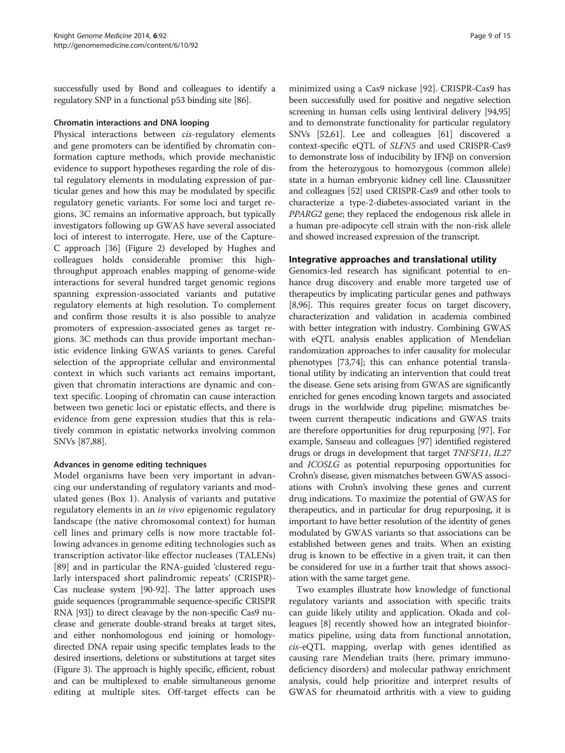successfully used by Bond and colleagues to identify a regulatory SNP in a functional p53 binding site [86].

#### Chromatin interactions and DNA looping

Physical interactions between *cis*-regulatory elements and gene promoters can be identified by chromatin conformation capture methods, which provide mechanistic evidence to support hypotheses regarding the role of distal regulatory elements in modulating expression of particular genes and how this may be modulated by specific regulatory genetic variants. For some loci and target regions, 3C remains an informative approach, but typically investigators following up GWAS have several associated loci of interest to interrogate. Here, use of the Capture-C approach [36] (Figure 2) developed by Hughes and colleagues holds considerable promise: this high-throughput approach enables mapping of genome-wide interactions for several hundred target genomic regions spanning expression-associated variants and putative regulatory elements at high resolution. To complement and confirm those results it is also possible to analyze promoters of expression-associated genes as target regions. 3C methods can thus provide important mechanistic evidence linking GWAS variants to genes. Careful selection of the appropriate cellular and environmental context in which such variants act remains important, given that chromatin interactions are dynamic and context specific. Looping of chromatin can cause interaction between two genetic loci or epistatic effects, and there is evidence from gene expression studies that this is relatively common in epistatic networks involving common SNVs [87,88].

#### Advances in genome editing techniques

Model organisms have been very important in advancing our understanding of regulatory variants and modulated genes (Box 1). Analysis of variants and putative regulatory elements in an *in vivo* epigenomic regulatory landscape (the native chromosomal context) for human cell lines and primary cells is now more tractable following advances in genome editing technologies such as transcription activator-like effector nucleases (TALENs) [89] and in particular the RNA-guided 'clustered regularly interspaced short palindromic repeats' (CRISPR)-Cas nuclease system [90-92]. The latter approach uses guide sequences (programmable sequence-specific CRISPR RNA [93]) to direct cleavage by the non-specific Cas9 nuclease and generate double-strand breaks at target sites, and either nonhomologous end joining or homology-directed DNA repair using specific templates leads to the desired insertions, deletions or substitutions at target sites (Figure 3). The approach is highly specific, efficient, robust and can be multiplexed to enable simultaneous genome editing at multiple sites. Off-target effects can be minimized using a Cas9 nickase [92]. CRISPR-Cas9 has been successfully used for positive and negative selection screening in human cells using lentiviral delivery [94,95] and to demonstrate functionality for particular regulatory SNVs [52,61]. Lee and colleagues [61] discovered a context-specific eQTL of *SLFN5* and used CRISPR-Cas9 to demonstrate loss of inducibility by IFNβ on conversion from the heterozygous to homozygous (common allele) state in a human embryonic kidney cell line. Claussnitzer and colleagues [52] used CRISPR-Cas9 and other tools to characterize a type-2-diabetes-associated variant in the *PPARG2* gene; they replaced the endogenous risk allele in a human pre-adipocyte cell strain with the non-risk allele and showed increased expression of the transcript.

### Integrative approaches and translational utility

Genomics-led research has significant potential to enhance drug discovery and enable more targeted use of therapeutics by implicating particular genes and pathways [8,96]. This requires greater focus on target discovery, characterization and validation in academia combined with better integration with industry. Combining GWAS with eQTL analysis enables application of Mendelian randomization approaches to infer causality for molecular phenotypes [73,74]; this can enhance potential translational utility by indicating an intervention that could treat the disease. Gene sets arising from GWAS are significantly enriched for genes encoding known targets and associated drugs in the worldwide drug pipeline; mismatches between current therapeutic indications and GWAS traits are therefore opportunities for drug repurposing [97]. For example, Sanseau and colleagues [97] identified registered drugs or drugs in development that target *TNFSF11*, *IL27* and *ICOSLG* as potential repurposing opportunities for Crohn's disease, given mismatches between GWAS associations with Crohn's involving these genes and current drug indications. To maximize the potential of GWAS for therapeutics, and in particular for drug repurposing, it is important to have better resolution of the identity of genes modulated by GWAS variants so that associations can be established between genes and traits. When an existing drug is known to be effective in a given trait, it can then be considered for use in a further trait that shows association with the same target gene.

Two examples illustrate how knowledge of functional regulatory variants and association with specific traits can guide likely utility and application. Okada and colleagues [8] recently showed how an integrated bioinformatics pipeline, using data from functional annotation, *cis*-eQTL mapping, overlap with genes identified as causing rare Mendelian traits (here, primary immunodeficiency disorders) and molecular pathway enrichment analysis, could help prioritize and interpret results of GWAS for rheumatoid arthritis with a view to guiding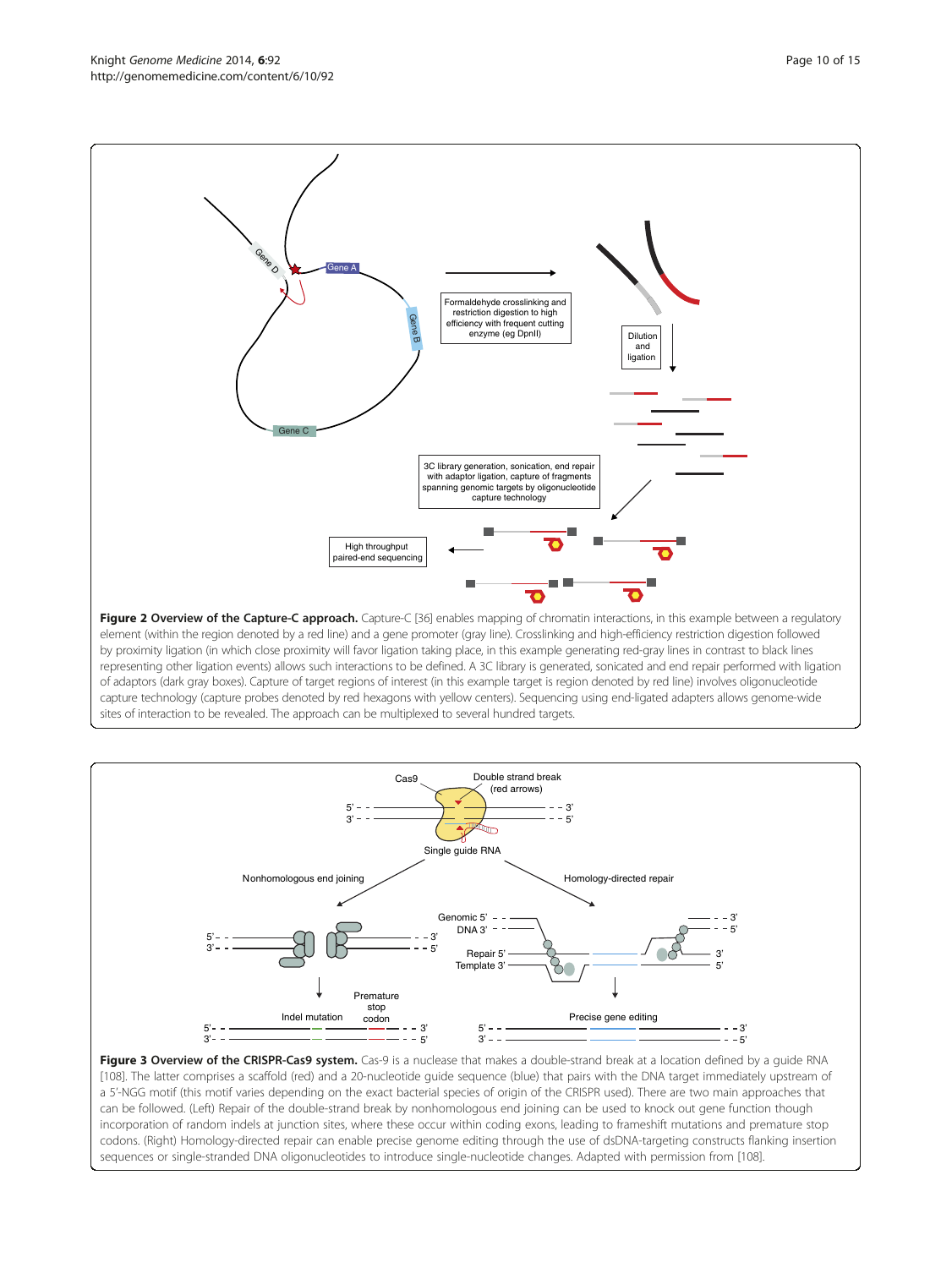**Figure 2 Overview of the Capture-C approach.** Capture-C [36] enables mapping of chromatin interactions, in this example between a regulatory element (within the region denoted by a red line) and a gene promoter (gray line). Crosslinking and high-efficiency restriction digestion followed by proximity ligation (in which close proximity will favor ligation taking place, in this example generating red-gray lines in contrast to black lines representing other ligation events) allows such interactions to be defined. A 3C library is generated, sonicated and end repair performed with ligation of adaptors (dark gray boxes). Capture of target regions of interest (in this example target is region denoted by red line) involves oligonucleotide capture technology (capture probes denoted by red hexagons with yellow centers). Sequencing using end-ligated adapters allows genome-wide sites of interaction to be revealed. The approach can be multiplexed to several hundred targets.

**Figure 3 Overview of the CRISPR-Cas9 system.** Cas-9 is a nuclease that makes a double-strand break at a location defined by a guide RNA [108]. The latter comprises a scaffold (red) and a 20-nucleotide guide sequence (blue) that pairs with the DNA target immediately upstream of a 5'-NGG motif (this motif varies depending on the exact bacterial species of origin of the CRISPR used). There are two main approaches that can be followed. (Left) Repair of the double-strand break by nonhomologous end joining can be used to knock out gene function though incorporation of random indels at junction sites, where these occur within coding exons, leading to frameshift mutations and premature stop codons. (Right) Homology-directed repair can enable precise genome editing through the use of dsDNA-targeting constructs flanking insertion sequences or single-stranded DNA oligonucleotides to introduce single-nucleotide changes. Adapted with permission from [108].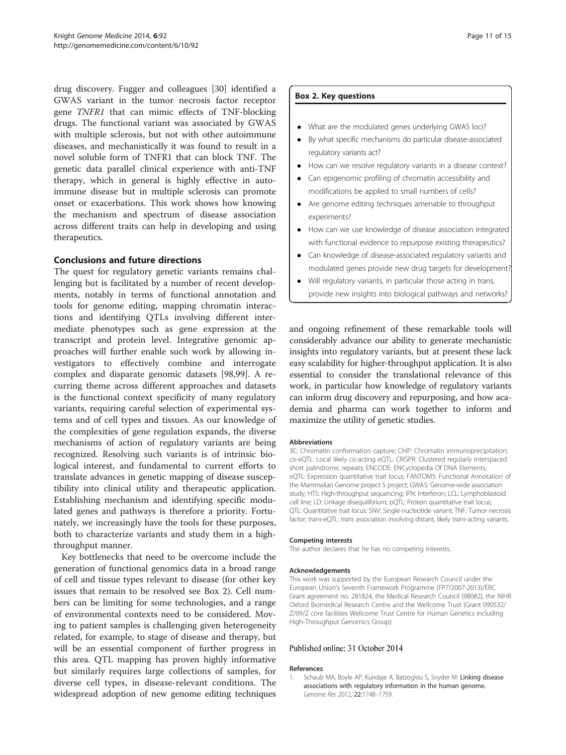drug discovery. Fugger and colleagues [30] identified a GWAS variant in the tumor necrosis factor receptor gene *TNFR1* that can mimic effects of TNF-blocking drugs. The functional variant was associated by GWAS with multiple sclerosis, but not with other autoimmune diseases, and mechanistically it was found to result in a novel soluble form of TNFR1 that can block TNF. The genetic data parallel clinical experience with anti-TNF therapy, which in general is highly effective in autoimmune disease but in multiple sclerosis can promote onset or exacerbations. This work shows how knowing the mechanism and spectrum of disease association across different traits can help in developing and using therapeutics.

## Conclusions and future directions

The quest for regulatory genetic variants remains challenging but is facilitated by a number of recent developments, notably in terms of functional annotation and tools for genome editing, mapping chromatin interactions and identifying QTLs involving different intermediate phenotypes such as gene expression at the transcript and protein level. Integrative genomic approaches will further enable such work by allowing investigators to effectively combine and interrogate complex and disparate genomic datasets [98,99]. A recurring theme across different approaches and datasets is the functional context specificity of many regulatory variants, requiring careful selection of experimental systems and of cell types and tissues. As our knowledge of the complexities of gene regulation expands, the diverse mechanisms of action of regulatory variants are being recognized. Resolving such variants is of intrinsic biological interest, and fundamental to current efforts to translate advances in genetic mapping of disease susceptibility into clinical utility and therapeutic application. Establishing mechanism and identifying specific modulated genes and pathways is therefore a priority. Fortunately, we increasingly have the tools for these purposes, both to characterize variants and study them in a high-throughput manner.

Key bottlenecks that need to be overcome include the generation of functional genomics data in a broad range of cell and tissue types relevant to disease (for other key issues that remain to be resolved see Box 2). Cell numbers can be limiting for some technologies, and a range of environmental contexts need to be considered. Moving to patient samples is challenging given heterogeneity related, for example, to stage of disease and therapy, but will be an essential component of further progress in this area. QTL mapping has proven highly informative but similarly requires large collections of samples, for diverse cell types, in disease-relevant conditions. The widespread adoption of new genome editing techniques and ongoing refinement of these remarkable tools will considerably advance our ability to generate mechanistic insights into regulatory variants, but at present these lack easy scalability for higher-throughput application. It is also essential to consider the translational relevance of this work, in particular how knowledge of regulatory variants can inform drug discovery and repurposing, and how academia and pharma can work together to inform and maximize the utility of genetic studies.

### Box 2. Key questions

- What are the modulated genes underlying GWAS loci?
- By what specific mechanisms do particular disease-associated regulatory variants act?
- How can we resolve regulatory variants in a disease context?
- Can epigenomic profiling of chromatin accessibility and modifications be applied to small numbers of cells?
- Are genome editing techniques amenable to throughput experiments?
- How can we use knowledge of disease association integrated with functional evidence to repurpose existing therapeutics?
- Can knowledge of disease-associated regulatory variants and modulated genes provide new drug targets for development?
- Will regulatory variants, in particular those acting in trans, provide new insights into biological pathways and networks?

#### Abbreviations

3C: Chromatin conformation capture; ChIP: Chromatin immunoprecipitation; *cis*-eQTL: Local likely *cis*-acting eQTL; CRISPR: Clustered regularly interspaced short palindromic repeats; ENCODE: ENCyclopedia Of DNA Elements; eQTL: Expression quantitative trait locus; FANTOM5: Functional Annotation of the Mammalian Genome project 5 project; GWAS: Genome-wide association study; HTS: High-throughput sequencing; IFN: Interferon; LCL: Lymphoblastoid cell line; LD: Linkage disequilibrium; pQTL: Protein quantitative trait locus; QTL: Quantitative trait locus; SNV: Single-nucleotide variant; TNF: Tumor necrosis factor; *trans*-eQTL: *trans* association involving distant, likely *trans*-acting variants.

#### Competing interests

The author declares that he has no competing interests.

#### Acknowledgements

This work was supported by the European Research Council under the European Union's Seventh Framework Programme (FP7/2007-2013)/ERC Grant agreement no. 281824, the Medical Research Council (98082), the NIHR Oxford Biomedical Research Centre and the Wellcome Trust (Grant 090532/Z/09/Z core facilities Wellcome Trust Centre for Human Genetics including High-Throughput Genomics Group).

Published online: 31 October 2014

#### References

1. Schaub MA, Boyle AP, Kundaje A, Batzoglou S, Snyder M: **Linking disease associations with regulatory information in the human genome.** *Genome Res* 2012, **22:**1748–1759.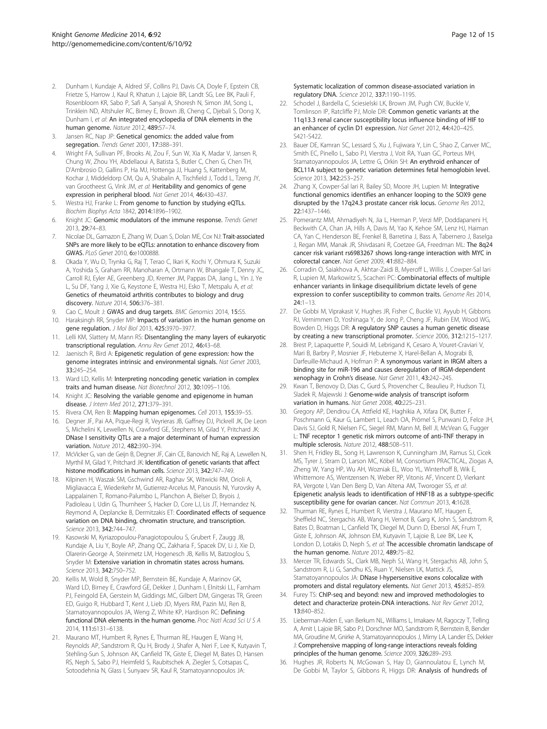2. Dunham I, Kundaje A, Aldred SF, Collins PJ, Davis CA, Doyle F, Epstein CB, Frietze S, Harrow J, Kaul R, Khatun J, Lajoie BR, Landt SG, Lee BK, Pauli F, Rosenbloom KR, Sabo P, Safi A, Sanyal A, Shoresh N, Simon JM, Song L, Trinklein ND, Altshuler RC, Birney E, Brown JB, Cheng C, Djebali S, Dong X, Dunham I, *et al*: **An integrated encyclopedia of DNA elements in the human genome.** *Nature* 2012, **489:**57–74.
3. Jansen RC, Nap JP: **Genetical genomics: the added value from segregation.** *Trends Genet* 2001, **17:**388–391.
4. Wright FA, Sullivan PF, Brooks AI, Zou F, Sun W, Xia K, Madar V, Jansen R, Chung W, Zhou YH, Abdellaoui A, Batista S, Butler C, Chen G, Chen TH, D'Ambrosio D, Gallins P, Ha MJ, Hottenga JJ, Huang S, Kattenberg M, Kochar J, Middeldorp CM, Qu A, Shabalin A, Tischfield J, Todd L, Tzeng JY, van Grootheest G, Vink JM, *et al*: **Heritability and genomics of gene expression in peripheral blood.** *Nat Genet* 2014, **46:**430–437.
5. Westra HJ, Franke L: **From genome to function by studying eQTLs.** *Biochim Biophys Acta* 1842, **2014:**1896–1902.
6. Knight JC: **Genomic modulators of the immune response.** *Trends Genet* 2013, **29:**74–83.
7. Nicolae DL, Gamazon E, Zhang W, Duan S, Dolan ME, Cox NJ: **Trait-associated SNPs are more likely to be eQTLs: annotation to enhance discovery from GWAS.** *PLoS Genet* 2010, **6:**e1000888.
8. Okada Y, Wu D, Trynka G, Raj T, Terao C, Ikari K, Kochi Y, Ohmura K, Suzuki A, Yoshida S, Graham RR, Manoharan A, Ortmann W, Bhangale T, Denny JC, Carroll RJ, Eyler AE, Greenberg JD, Kremer JM, Pappas DA, Jiang L, Yin J, Ye L, Su DF, Yang J, Xie G, Keystone E, Westra HJ, Esko T, Metspalu A, *et al*: **Genetics of rheumatoid arthritis contributes to biology and drug discovery.** *Nature* 2014, **506:**376–381.
9. Cao C, Moult J: **GWAS and drug targets.** *BMC Genomics* 2014, **15:**S5.
10. Haraksingh RR, Snyder MP: **Impacts of variation in the human genome on gene regulation.** *J Mol Biol* 2013, **425:**3970–3977.
11. Lelli KM, Slattery M, Mann RS: **Disentangling the many layers of eukaryotic transcriptional regulation.** *Annu Rev Genet* 2012, **46:**43–68.
12. Jaenisch R, Bird A: **Epigenetic regulation of gene expression: how the genome integrates intrinsic and environmental signals.** *Nat Genet* 2003, **33:**245–254.
13. Ward LD, Kellis M: **Interpreting noncoding genetic variation in complex traits and human disease.** *Nat Biotechnol* 2012, **30:**1095–1106.
14. Knight JC: **Resolving the variable genome and epigenome in human disease.** *J Intern Med* 2012, **271:**379–391.
15. Rivera CM, Ren B: **Mapping human epigenomes.** *Cell* 2013, **155:**39–55.
16. Degner JF, Pai AA, Pique-Regi R, Veyrieras JB, Gaffney DJ, Pickrell JK, De Leon S, Michelini K, Lewellen N, Crawford GE, Stephens M, Gilad Y, Pritchard JK: **DNase I sensitivity QTLs are a major determinant of human expression variation.** *Nature* 2012, **482:**390–394.
17. McVicker G, van de Geijn B, Degner JF, Cain CE, Banovich NE, Raj A, Lewellen N, Myrthil M, Gilad Y, Pritchard JK: **Identification of genetic variants that affect histone modifications in human cells.** *Science* 2013, **342:**747–749.
18. Kilpinen H, Waszak SM, Gschwind AR, Raghav SK, Witwicki RM, Orioli A, Migliavacca E, Wiederkehr M, Gutierrez-Arcelus M, Panousis NI, Yurovsky A, Lappalainen T, Romano-Palumbo L, Planchon A, Bielser D, Bryois J, Padioleau I, Udin G, Thurnheer S, Hacker D, Core LJ, Lis JT, Hernandez N, Reymond A, Deplancke B, Dermitzakis ET: **Coordinated effects of sequence variation on DNA binding, chromatin structure, and transcription.** *Science* 2013, **342:**744–747.
19. Kasowski M, Kyriazopoulou-Panagiotopoulou S, Grubert F, Zaugg JB, Kundaje A, Liu Y, Boyle AP, Zhang QC, Zakharia F, Spacek DV, Li J, Xie D, Olarerin-George A, Steinmetz LM, Hogenesch JB, Kellis M, Batzoglou S, Snyder M: **Extensive variation in chromatin states across humans.** *Science* 2013, **342:**750–752.
20. Kellis M, Wold B, Snyder MP, Bernstein BE, Kundaje A, Marinov GK, Ward LD, Birney E, Crawford GE, Dekker J, Dunham I, Elnitski LL, Farnham PJ, Feingold EA, Gerstein M, Giddings MC, Gilbert DM, Gingeras TR, Green ED, Guigo R, Hubbard T, Kent J, Lieb JD, Myers RM, Pazin MJ, Ren B, Stamatoyannopoulos JA, Weng Z, White KP, Hardison RC: **Defining functional DNA elements in the human genome.** *Proc Natl Acad Sci U S A* 2014, **111:**6131–6138.
21. Maurano MT, Humbert R, Rynes E, Thurman RE, Haugen E, Wang H, Reynolds AP, Sandstrom R, Qu H, Brody J, Shafer A, Neri F, Lee K, Kutyavin T, Stehling-Sun S, Johnson AK, Canfield TK, Giste E, Diegel M, Bates D, Hansen RS, Neph S, Sabo PJ, Heimfeld S, Raubitschek A, Ziegler S, Cotsapas C, Sotoodehnia N, Glass I, Sunyaev SR, Kaul R, Stamatoyannopoulos JA: **Systematic localization of common disease-associated variation in regulatory DNA.** *Science* 2012, **337:**1190–1195.
22. Schodel J, Bardella C, Sciesielski LK, Brown JM, Pugh CW, Buckle V, Tomlinson IP, Ratcliffe PJ, Mole DR: **Common genetic variants at the 11q13.3 renal cancer susceptibility locus influence binding of HIF to an enhancer of cyclin D1 expression.** *Nat Genet* 2012, **44:**420–425. S421-S422.
23. Bauer DE, Kamran SC, Lessard S, Xu J, Fujiwara Y, Lin C, Shao Z, Canver MC, Smith EC, Pinello L, Sabo PJ, Vierstra J, Voit RA, Yuan GC, Porteus MH, Stamatoyannopoulos JA, Lettre G, Orkin SH: **An erythroid enhancer of BCL11A subject to genetic variation determines fetal hemoglobin level.** *Science* 2013, **342:**253–257.
24. Zhang X, Cowper-Sal lari R, Bailey SD, Moore JH, Lupien M: **Integrative functional genomics identifies an enhancer looping to the SOX9 gene disrupted by the 17q24.3 prostate cancer risk locus.** *Genome Res* 2012, **22:**1437–1446.
25. Pomerantz MM, Ahmadiyeh N, Jia L, Herman P, Verzi MP, Doddapaneni H, Beckwith CA, Chan JA, Hills A, Davis M, Yao K, Kehoe SM, Lenz HJ, Haiman CA, Yan C, Henderson BE, Frenkel B, Barretina J, Bass A, Tabernero J, Baselga J, Regan MM, Manak JR, Shivdasani R, Coetzee GA, Freedman ML: **The 8q24 cancer risk variant rs6983267 shows long-range interaction with MYC in colorectal cancer.** *Nat Genet* 2009, **41:**882–884.
26. Corradin O, Saiakhova A, Akhtar-Zaidi B, Myeroff L, Willis J, Cowper-Sal lari R, Lupien M, Markowitz S, Scacheri PC: **Combinatorial effects of multiple enhancer variants in linkage disequilibrium dictate levels of gene expression to confer susceptibility to common traits.** *Genome Res* 2014, **24:**1–13.
27. De Gobbi M, Viprakasit V, Hughes JR, Fisher C, Buckle VJ, Ayyub H, Gibbons RJ, Vernimmen D, Yoshinaga Y, de Jong P, Cheng JF, Rubin EM, Wood WG, Bowden D, Higgs DR: **A regulatory SNP causes a human genetic disease by creating a new transcriptional promoter.** *Science* 2006, **312:**1215–1217.
28. Brest P, Lapaquette P, Souidi M, Lebrigand K, Cesaro A, Vouret-Craviari V, Mari B, Barbry P, Mosnier JF, Hebuterne X, Harel-Bellan A, Mograbi B, Darfeuille-Michaud A, Hofman P: **A synonymous variant in IRGM alters a binding site for miR-196 and causes deregulation of IRGM-dependent xenophagy in Crohn's disease.** *Nat Genet* 2011, **43:**242–245.
29. Kwan T, Benovoy D, Dias C, Gurd S, Provencher C, Beaulieu P, Hudson TJ, Sladek R, Majewski J: **Genome-wide analysis of transcript isoform variation in humans.** *Nat Genet* 2008, **40:**225–231.
30. Gregory AP, Dendrou CA, Attfield KE, Haghikia A, Xifara DK, Butter F, Poschmann G, Kaur G, Lambert L, Leach OA, Prömel S, Punwani D, Felce JH, Davis SJ, Gold R, Nielsen FC, Siegel RM, Mann M, Bell JI, McVean G, Fugger L: **TNF receptor 1 genetic risk mirrors outcome of anti-TNF therapy in multiple sclerosis.** *Nature* 2012, **488:**508–511.
31. Shen H, Fridley BL, Song H, Lawrenson K, Cunningham JM, Ramus SJ, Cicek MS, Tyrer J, Stram D, Larson MC, Köbel M, Consortium PRACTICAL, Ziogas A, Zheng W, Yang HP, Wu AH, Wozniak EL, Woo YL, Winterhoff B, Wik E, Whittemore AS, Wentzensen N, Weber RP, Vitonis AF, Vincent D, Vierkant RA, Vergote I, Van Den Berg D, Van Altena AM, Tworoger SS, *et al*: **Epigenetic analysis leads to identification of HNF1B as a subtype-specific susceptibility gene for ovarian cancer.** *Nat Commun* 2013, **4:**1628.
32. Thurman RE, Rynes E, Humbert R, Vierstra J, Maurano MT, Haugen E, Sheffield NC, Stergachis AB, Wang H, Vernot B, Garg K, John S, Sandstrom R, Bates D, Boatman L, Canfield TK, Diegel M, Dunn D, Ebersol AK, Frum T, Giste E, Johnson AK, Johnson EM, Kutyavin T, Lajoie B, Lee BK, Lee K, London D, Lotakis D, Neph S, *et al*: **The accessible chromatin landscape of the human genome.** *Nature* 2012, **489:**75–82.
33. Mercer TR, Edwards SL, Clark MB, Neph SJ, Wang H, Stergachis AB, John S, Sandstrom R, Li G, Sandhu KS, Ruan Y, Nielsen LK, Mattick JS, Stamatoyannopoulos JA: **DNase I-hypersensitive exons colocalize with promoters and distal regulatory elements.** *Nat Genet* 2013, **45:**852–859.
34. Furey TS: **ChIP-seq and beyond: new and improved methodologies to detect and characterize protein-DNA interactions.** *Nat Rev Genet* 2012, **13:**840–852.
35. Lieberman-Aiden E, van Berkum NL, Williams L, Imakaev M, Ragoczy T, Telling A, Amit I, Lajoie BR, Sabo PJ, Dorschner MO, Sandstrom R, Bernstein B, Bender MA, Groudine M, Gnirke A, Stamatoyannopoulos J, Mirny LA, Lander ES, Dekker J: **Comprehensive mapping of long-range interactions reveals folding principles of the human genome.** *Science* 2009, **326:**289–293.
36. Hughes JR, Roberts N, McGowan S, Hay D, Giannoulatou E, Lynch M, De Gobbi M, Taylor S, Gibbons R, Higgs DR: **Analysis of hundreds of**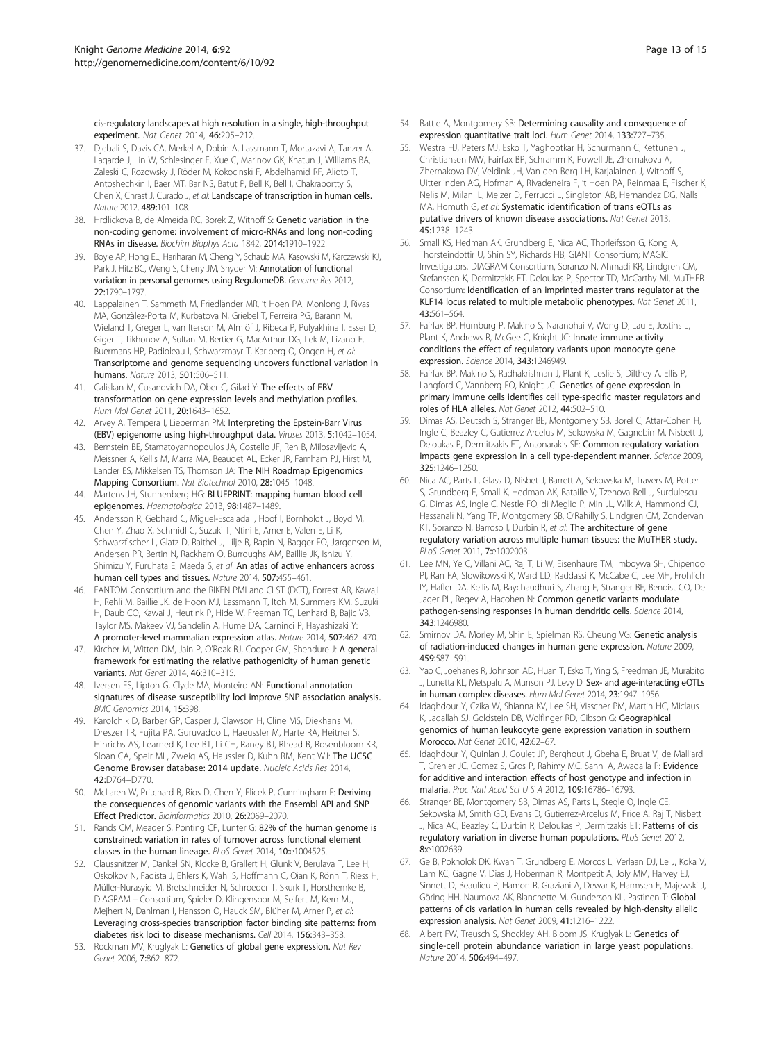cis-regulatory landscapes at high resolution in a single, high-throughput experiment. *Nat Genet* 2014, 46:205–212.

37. Djebali S, Davis CA, Merkel A, Dobin A, Lassmann T, Mortazavi A, Tanzer A, Lagarde J, Lin W, Schlesinger F, Xue C, Marinov GK, Khatun J, Williams BA, Zaleski C, Rozowsky J, Röder M, Kokocinski F, Abdelhamid RF, Alioto T, Antoshechkin I, Baer MT, Bar NS, Batut P, Bell K, Bell I, Chakrabortty S, Chen X, Chrast J, Curado J, *et al*: Landscape of transcription in human cells. *Nature* 2012, 489:101–108.
38. Hrdlickova B, de Almeida RC, Borek Z, Withoff S: Genetic variation in the non-coding genome: involvement of micro-RNAs and long non-coding RNAs in disease. *Biochim Biophys Acta* 1842, 2014:1910–1922.
39. Boyle AP, Hong EL, Hariharan M, Cheng Y, Schaub MA, Kasowski M, Karczewski KJ, Park J, Hitz BC, Weng S, Cherry JM, Snyder M: Annotation of functional variation in personal genomes using RegulomeDB. *Genome Res* 2012, 22:1790–1797.
40. Lappalainen T, Sammeth M, Friedländer MR, 't Hoen PA, Monlong J, Rivas MA, Gonzàlez-Porta M, Kurbatova N, Griebel T, Ferreira PG, Barann M, Wieland T, Greger L, van Iterson M, Almlöf J, Ribeca P, Pulyakhina I, Esser D, Giger T, Tikhonov A, Sultan M, Bertier G, MacArthur DG, Lek M, Lizano E, Buermans HP, Padioleau I, Schwarzmayr T, Karlberg O, Ongen H, *et al*: Transcriptome and genome sequencing uncovers functional variation in humans. *Nature* 2013, 501:506–511.
41. Caliskan M, Cusanovich DA, Ober C, Gilad Y: The effects of EBV transformation on gene expression levels and methylation profiles. *Hum Mol Genet* 2011, 20:1643–1652.
42. Arvey A, Tempera I, Lieberman PM: Interpreting the Epstein-Barr Virus (EBV) epigenome using high-throughput data. *Viruses* 2013, 5:1042–1054.
43. Bernstein BE, Stamatoyannopoulos JA, Costello JF, Ren B, Milosavljevic A, Meissner A, Kellis M, Marra MA, Beaudet AL, Ecker JR, Farnham PJ, Hirst M, Lander ES, Mikkelsen TS, Thomson JA: The NIH Roadmap Epigenomics Mapping Consortium. *Nat Biotechnol* 2010, 28:1045–1048.
44. Martens JH, Stunnenberg HG: BLUEPRINT: mapping human blood cell epigenomes. *Haematologica* 2013, 98:1487–1489.
45. Andersson R, Gebhard C, Miguel-Escalada I, Hoof I, Bornholdt J, Boyd M, Chen Y, Zhao X, Schmidl C, Suzuki T, Ntini E, Arner E, Valen E, Li K, Schwarzfischer L, Glatz D, Raithel J, Lilje B, Rapin N, Bagger FO, Jørgensen M, Andersen PR, Bertin N, Rackham O, Burroughs AM, Baillie JK, Ishizu Y, Shimizu Y, Furuhata E, Maeda S, *et al*: An atlas of active enhancers across human cell types and tissues. *Nature* 2014, 507:455–461.
46. FANTOM Consortium and the RIKEN PMI and CLST (DGT), Forrest AR, Kawaji H, Rehli M, Baillie JK, de Hoon MJ, Lassmann T, Itoh M, Summers KM, Suzuki H, Daub CO, Kawai J, Heutink P, Hide W, Freeman TC, Lenhard B, Bajic VB, Taylor MS, Makeev VJ, Sandelin A, Hume DA, Carninci P, Hayashizaki Y: A promoter-level mammalian expression atlas. *Nature* 2014, 507:462–470.
47. Kircher M, Witten DM, Jain P, O'Roak BJ, Cooper GM, Shendure J: A general framework for estimating the relative pathogenicity of human genetic variants. *Nat Genet* 2014, 46:310–315.
48. Iversen ES, Lipton G, Clyde MA, Monteiro AN: Functional annotation signatures of disease susceptibility loci improve SNP association analysis. *BMC Genomics* 2014, 15:398.
49. Karolchik D, Barber GP, Casper J, Clawson H, Cline MS, Diekhans M, Dreszer TR, Fujita PA, Guruvadoo L, Haeussler M, Harte RA, Heitner S, Hinrichs AS, Learned K, Lee BT, Li CH, Raney BJ, Rhead B, Rosenbloom KR, Sloan CA, Speir ML, Zweig AS, Haussler D, Kuhn RM, Kent WJ: The UCSC Genome Browser database: 2014 update. *Nucleic Acids Res* 2014, 42:D764–D770.
50. McLaren W, Pritchard B, Rios D, Chen Y, Flicek P, Cunningham F: Deriving the consequences of genomic variants with the Ensembl API and SNP Effect Predictor. *Bioinformatics* 2010, 26:2069–2070.
51. Rands CM, Meader S, Ponting CP, Lunter G: 82% of the human genome is constrained: variation in rates of turnover across functional element classes in the human lineage. *PLoS Genet* 2014, 10:e1004525.
52. Claussnitzer M, Dankel SN, Klocke B, Grallert H, Glunk V, Berulava T, Lee H, Oskolkov N, Fadista J, Ehlers K, Wahl S, Hoffmann C, Qian K, Rönn T, Riess H, Müller-Nurasyid M, Bretschneider N, Schroeder T, Skurk T, Horsthemke B, DIAGRAM + Consortium, Spieler D, Klingenspor M, Seifert M, Kern MJ, Mejhert N, Dahlman I, Hansson O, Hauck SM, Blüher M, Arner P, *et al*: Leveraging cross-species transcription factor binding site patterns: from diabetes risk loci to disease mechanisms. *Cell* 2014, 156:343–358.
53. Rockman MV, Kruglyak L: Genetics of global gene expression. *Nat Rev Genet* 2006, 7:862–872.
54. Battle A, Montgomery SB: Determining causality and consequence of expression quantitative trait loci. *Hum Genet* 2014, 133:727–735.
55. Westra HJ, Peters MJ, Esko T, Yaghootkar H, Schurmann C, Kettunen J, Christiansen MW, Fairfax BP, Schramm K, Powell JE, Zhernakova A, Zhernakova DV, Veldink JH, Van den Berg LH, Karjalainen J, Withoff S, Uitterlinden AG, Hofman A, Rivadeneira F, 't Hoen PA, Reinmaa E, Fischer K, Nelis M, Milani L, Melzer D, Ferrucci L, Singleton AB, Hernandez DG, Nalls MA, Homuth G, *et al*: Systematic identification of trans eQTLs as putative drivers of known disease associations. *Nat Genet* 2013, 45:1238–1243.
56. Small KS, Hedman AK, Grundberg E, Nica AC, Thorleifsson G, Kong A, Thorsteindottir U, Shin SY, Richards HB, GIANT Consortium; MAGIC Investigators, DIAGRAM Consortium, Soranzo N, Ahmadi KR, Lindgren CM, Stefansson K, Dermitzakis ET, Deloukas P, Spector TD, McCarthy MI, MuTHER Consortium: Identification of an imprinted master trans regulator at the KLF14 locus related to multiple metabolic phenotypes. *Nat Genet* 2011, 43:561–564.
57. Fairfax BP, Humburg P, Makino S, Naranbhai V, Wong D, Lau E, Jostins L, Plant K, Andrews R, McGee C, Knight JC: Innate immune activity conditions the effect of regulatory variants upon monocyte gene expression. *Science* 2014, 343:1246949.
58. Fairfax BP, Makino S, Radhakrishnan J, Plant K, Leslie S, Dilthey A, Ellis P, Langford C, Vannberg FO, Knight JC: Genetics of gene expression in primary immune cells identifies cell type-specific master regulators and roles of HLA alleles. *Nat Genet* 2012, 44:502–510.
59. Dimas AS, Deutsch S, Stranger BE, Montgomery SB, Borel C, Attar-Cohen H, Ingle C, Beazley C, Gutierrez Arcelus M, Sekowska M, Gagnebin M, Nisbett J, Deloukas P, Dermitzakis ET, Antonarakis SE: Common regulatory variation impacts gene expression in a cell type-dependent manner. *Science* 2009, 325:1246–1250.
60. Nica AC, Parts L, Glass D, Nisbet J, Barrett A, Sekowska M, Travers M, Potter S, Grundberg E, Small K, Hedman AK, Bataille V, Tzenova Bell J, Surdulescu G, Dimas AS, Ingle C, Nestle FO, di Meglio P, Min JL, Wilk A, Hammond CJ, Hassanali N, Yang TP, Montgomery SB, O'Rahilly S, Lindgren CM, Zondervan KT, Soranzo N, Barroso I, Durbin R, *et al*: The architecture of gene regulatory variation across multiple human tissues: the MuTHER study. *PLoS Genet* 2011, 7:e1002003.
61. Lee MN, Ye C, Villani AC, Raj T, Li W, Eisenhaure TM, Imboywa SH, Chipendo PI, Ran FA, Slowikowski K, Ward LD, Raddassi K, McCabe C, Lee MH, Frohlich IY, Hafler DA, Kellis M, Raychaudhuri S, Zhang F, Stranger BE, Benoist CO, De Jager PL, Regev A, Hacohen N: Common genetic variants modulate pathogen-sensing responses in human dendritic cells. *Science* 2014, 343:1246980.
62. Smirnov DA, Morley M, Shin E, Spielman RS, Cheung VG: Genetic analysis of radiation-induced changes in human gene expression. *Nature* 2009, 459:587–591.
63. Yao C, Joehanes R, Johnson AD, Huan T, Esko T, Ying S, Freedman JE, Murabito J, Lunetta KL, Metspalu A, Munson PJ, Levy D: Sex- and age-interacting eQTLs in human complex diseases. *Hum Mol Genet* 2014, 23:1947–1956.
64. Idaghdour Y, Czika W, Shianna KV, Lee SH, Visscher PM, Martin HC, Miclaus K, Jadallah SJ, Goldstein DB, Wolfinger RD, Gibson G: Geographical genomics of human leukocyte gene expression variation in southern Morocco. *Nat Genet* 2010, 42:62–67.
65. Idaghdour Y, Quinlan J, Goulet JP, Berghout J, Gbeha E, Bruat V, de Malliard T, Grenier JC, Gomez S, Gros P, Rahimy MC, Sanni A, Awadalla P: Evidence for additive and interaction effects of host genotype and infection in malaria. *Proc Natl Acad Sci U S A* 2012, 109:16786–16793.
66. Stranger BE, Montgomery SB, Dimas AS, Parts L, Stegle O, Ingle CE, Sekowska M, Smith GD, Evans D, Gutierrez-Arcelus M, Price A, Raj T, Nisbett J, Nica AC, Beazley C, Durbin R, Deloukas P, Dermitzakis ET: Patterns of cis regulatory variation in diverse human populations. *PLoS Genet* 2012, 8:e1002639.
67. Ge B, Pokholok DK, Kwan T, Grundberg E, Morcos L, Verlaan DJ, Le J, Koka V, Lam KC, Gagne V, Dias J, Hoberman R, Montpetit A, Joly MM, Harvey EJ, Sinnett D, Beaulieu P, Hamon R, Graziani A, Dewar K, Harmsen E, Majewski J, Göring HH, Naumova AK, Blanchette M, Gunderson KL, Pastinen T: Global patterns of cis variation in human cells revealed by high-density allelic expression analysis. *Nat Genet* 2009, 41:1216–1222.
68. Albert FW, Treusch S, Shockley AH, Bloom JS, Kruglyak L: Genetics of single-cell protein abundance variation in large yeast populations. *Nature* 2014, 506:494–497.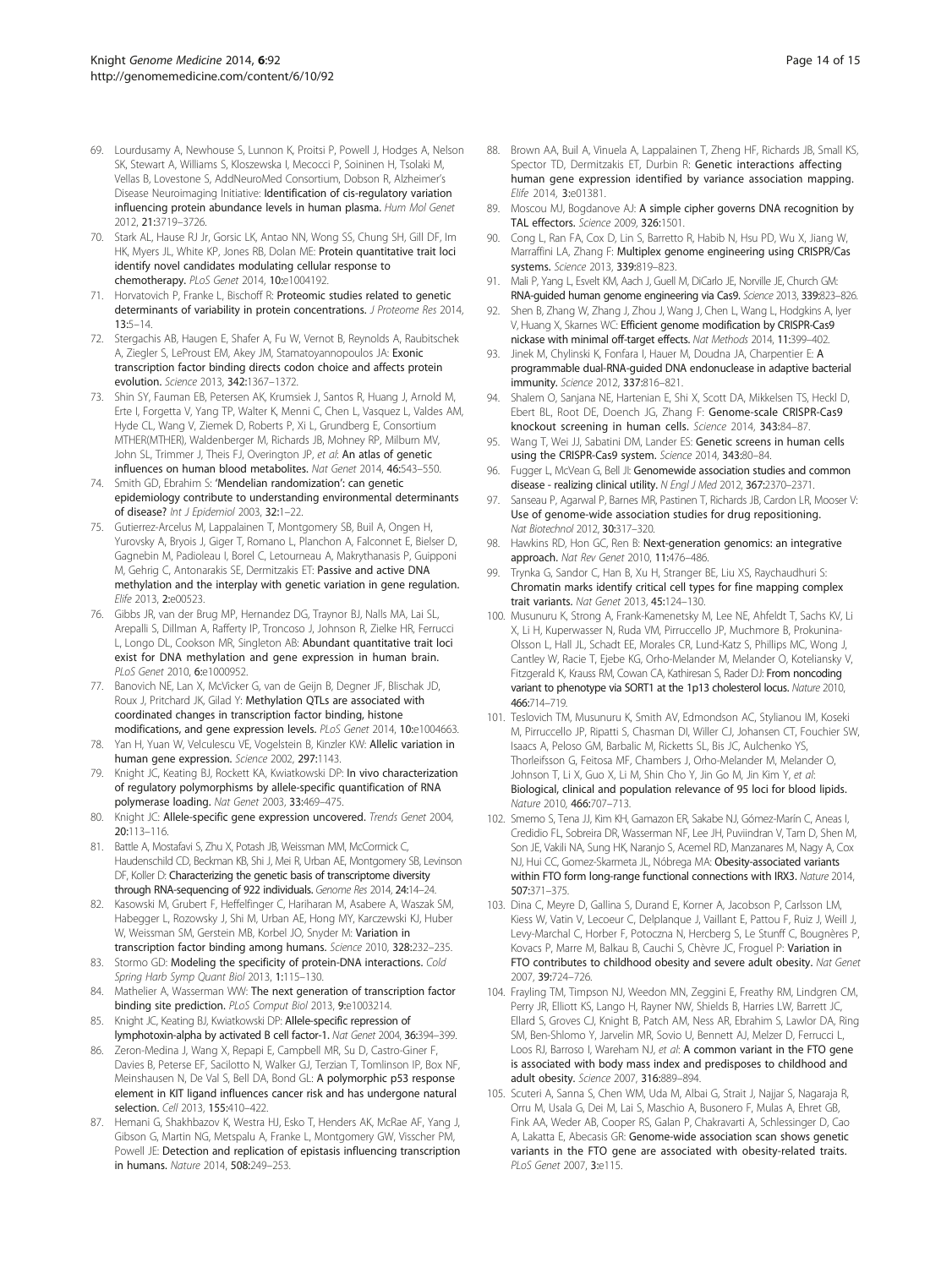69. Lourdusamy A, Newhouse S, Lunnon K, Proitsi P, Powell J, Hodges A, Nelson SK, Stewart A, Williams S, Kloszewska I, Mecocci P, Soininen H, Tsolaki M, Vellas B, Lovestone S, AddNeuroMed Consortium, Dobson R, Alzheimer's Disease Neuroimaging Initiative: **Identification of cis-regulatory variation influencing protein abundance levels in human plasma.** *Hum Mol Genet* 2012, **21:**3719–3726.
70. Stark AL, Hause RJ Jr, Gorsic LK, Antao NN, Wong SS, Chung SH, Gill DF, Im HK, Myers JL, White KP, Jones RB, Dolan ME: **Protein quantitative trait loci identify novel candidates modulating cellular response to chemotherapy.** *PLoS Genet* 2014, **10:**e1004192.
71. Horvatovich P, Franke L, Bischoff R: **Proteomic studies related to genetic determinants of variability in protein concentrations.** *J Proteome Res* 2014, **13:**5–14.
72. Stergachis AB, Haugen E, Shafer A, Fu W, Vernot B, Reynolds A, Raubitschek A, Ziegler S, LeProust EM, Akey JM, Stamatoyannopoulos JA: **Exonic transcription factor binding directs codon choice and affects protein evolution.** *Science* 2013, **342:**1367–1372.
73. Shin SY, Fauman EB, Petersen AK, Krumsiek J, Santos R, Huang J, Arnold M, Erte I, Forgetta V, Yang TP, Walter K, Menni C, Chen L, Vasquez L, Valdes AM, Hyde CL, Wang V, Ziemek D, Roberts P, Xi L, Grundberg E, Consortium MTHER(MTHER), Waldenberger M, Richards JB, Mohney RP, Milburn MV, John SL, Trimmer J, Theis FJ, Overington JP, *et al*: **An atlas of genetic influences on human blood metabolites.** *Nat Genet* 2014, **46:**543–550.
74. Smith GD, Ebrahim S: **'Mendelian randomization': can genetic epidemiology contribute to understanding environmental determinants of disease?** *Int J Epidemiol* 2003, **32:**1–22.
75. Gutierrez-Arcelus M, Lappalainen T, Montgomery SB, Buil A, Ongen H, Yurovsky A, Bryois J, Giger T, Romano L, Planchon A, Falconnet E, Bielser D, Gagnebin M, Padioleau I, Borel C, Letourneau A, Makrythanasis P, Guipponi M, Gehrig C, Antonarakis SE, Dermitzakis ET: **Passive and active DNA methylation and the interplay with genetic variation in gene regulation.** *Elife* 2013, **2:**e00523.
76. Gibbs JR, van der Brug MP, Hernandez DG, Traynor BJ, Nalls MA, Lai SL, Arepalli S, Dillman A, Rafferty IP, Troncoso J, Johnson R, Zielke HR, Ferrucci L, Longo DL, Cookson MR, Singleton AB: **Abundant quantitative trait loci exist for DNA methylation and gene expression in human brain.** *PLoS Genet* 2010, **6:**e1000952.
77. Banovich NE, Lan X, McVicker G, van de Geijn B, Degner JF, Blischak JD, Roux J, Pritchard JK, Gilad Y: **Methylation QTLs are associated with coordinated changes in transcription factor binding, histone modifications, and gene expression levels.** *PLoS Genet* 2014, **10:**e1004663.
78. Yan H, Yuan W, Velculescu VE, Vogelstein B, Kinzler KW: **Allelic variation in human gene expression.** *Science* 2002, **297:**1143.
79. Knight JC, Keating BJ, Rockett KA, Kwiatkowski DP: **In vivo characterization of regulatory polymorphisms by allele-specific quantification of RNA polymerase loading.** *Nat Genet* 2003, **33:**469–475.
80. Knight JC: **Allele-specific gene expression uncovered.** *Trends Genet* 2004, **20:**113–116.
81. Battle A, Mostafavi S, Zhu X, Potash JB, Weissman MM, McCormick C, Haudenschild CD, Beckman KB, Shi J, Mei R, Urban AE, Montgomery SB, Levinson DF, Koller D: **Characterizing the genetic basis of transcriptome diversity through RNA-sequencing of 922 individuals.** *Genome Res* 2014, **24:**14–24.
82. Kasowski M, Grubert F, Heffelfinger C, Hariharan M, Asabere A, Waszak SM, Habegger L, Rozowsky J, Shi M, Urban AE, Hong MY, Karczewski KJ, Huber W, Weissman SM, Gerstein MB, Korbel JO, Snyder M: **Variation in transcription factor binding among humans.** *Science* 2010, **328:**232–235.
83. Stormo GD: **Modeling the specificity of protein-DNA interactions.** *Cold Spring Harb Symp Quant Biol* 2013, **1:**115–130.
84. Mathelier A, Wasserman WW: **The next generation of transcription factor binding site prediction.** *PLoS Comput Biol* 2013, **9:**e1003214.
85. Knight JC, Keating BJ, Kwiatkowski DP: **Allele-specific repression of lymphotoxin-alpha by activated B cell factor-1.** *Nat Genet* 2004, **36:**394–399.
86. Zeron-Medina J, Wang X, Repapi E, Campbell MR, Su D, Castro-Giner F, Davies B, Peterse EF, Sacilotto N, Walker GJ, Terzian T, Tomlinson IP, Box NF, Meinshausen N, De Val S, Bell DA, Bond GL: **A polymorphic p53 response element in KIT ligand influences cancer risk and has undergone natural selection.** *Cell* 2013, **155:**410–422.
87. Hemani G, Shakhbazov K, Westra HJ, Esko T, Henders AK, McRae AF, Yang J, Gibson G, Martin NG, Metspalu A, Franke L, Montgomery GW, Visscher PM, Powell JE: **Detection and replication of epistasis influencing transcription in humans.** *Nature* 2014, **508:**249–253.
88. Brown AA, Buil A, Vinuela A, Lappalainen T, Zheng HF, Richards JB, Small KS, Spector TD, Dermitzakis ET, Durbin R: **Genetic interactions affecting human gene expression identified by variance association mapping.** *Elife* 2014, **3:**e01381.
89. Moscou MJ, Bogdanove AJ: **A simple cipher governs DNA recognition by TAL effectors.** *Science* 2009, **326:**1501.
90. Cong L, Ran FA, Cox D, Lin S, Barretto R, Habib N, Hsu PD, Wu X, Jiang W, Marraffini LA, Zhang F: **Multiplex genome engineering using CRISPR/Cas systems.** *Science* 2013, **339:**819–823.
91. Mali P, Yang L, Esvelt KM, Aach J, Guell M, DiCarlo JE, Norville JE, Church GM: **RNA-guided human genome engineering via Cas9.** *Science* 2013, **339:**823–826.
92. Shen B, Zhang W, Zhang J, Zhou J, Wang J, Chen L, Wang L, Hodgkins A, Iyer V, Huang X, Skarnes WC: **Efficient genome modification by CRISPR-Cas9 nickase with minimal off-target effects.** *Nat Methods* 2014, **11:**399–402.
93. Jinek M, Chylinski K, Fonfara I, Hauer M, Doudna JA, Charpentier E: **A programmable dual-RNA-guided DNA endonuclease in adaptive bacterial immunity.** *Science* 2012, **337:**816–821.
94. Shalem O, Sanjana NE, Hartenian E, Shi X, Scott DA, Mikkelsen TS, Heckl D, Ebert BL, Root DE, Doench JG, Zhang F: **Genome-scale CRISPR-Cas9 knockout screening in human cells.** *Science* 2014, **343:**84–87.
95. Wang T, Wei JJ, Sabatini DM, Lander ES: **Genetic screens in human cells using the CRISPR-Cas9 system.** *Science* 2014, **343:**80–84.
96. Fugger L, McVean G, Bell JI: **Genomewide association studies and common disease - realizing clinical utility.** *N Engl J Med* 2012, **367:**2370–2371.
97. Sanseau P, Agarwal P, Barnes MR, Pastinen T, Richards JB, Cardon LR, Mooser V: **Use of genome-wide association studies for drug repositioning.** *Nat Biotechnol* 2012, **30:**317–320.
98. Hawkins RD, Hon GC, Ren B: **Next-generation genomics: an integrative approach.** *Nat Rev Genet* 2010, **11:**476–486.
99. Trynka G, Sandor C, Han B, Xu H, Stranger BE, Liu XS, Raychaudhuri S: **Chromatin marks identify critical cell types for fine mapping complex trait variants.** *Nat Genet* 2013, **45:**124–130.
100. Musunuru K, Strong A, Frank-Kamenetsky M, Lee NE, Ahfeldt T, Sachs KV, Li X, Li H, Kuperwasser N, Ruda VM, Pirruccello JP, Muchmore B, Prokunina-Olsson L, Hall JL, Schadt EE, Morales CR, Lund-Katz S, Phillips MC, Wong J, Cantley W, Racie T, Ejebe KG, Orho-Melander M, Melander O, Koteliansky V, Fitzgerald K, Krauss RM, Cowan CA, Kathiresan S, Rader DJ: **From noncoding variant to phenotype via SORT1 at the 1p13 cholesterol locus.** *Nature* 2010, **466:**714–719.
101. Teslovich TM, Musunuru K, Smith AV, Edmondson AC, Stylianou IM, Koseki M, Pirruccello JP, Ripatti S, Chasman DI, Willer CJ, Johansen CT, Fouchier SW, Isaacs A, Peloso GM, Barbalic M, Ricketts SL, Bis JC, Aulchenko YS, Thorleifsson G, Feitosa MF, Chambers J, Orho-Melander M, Melander O, Johnson T, Li X, Guo X, Li M, Shin Cho Y, Jin Go M, Jin Kim Y, *et al*: **Biological, clinical and population relevance of 95 loci for blood lipids.** *Nature* 2010, **466:**707–713.
102. Smemo S, Tena JJ, Kim KH, Gamazon ER, Sakabe NJ, Gómez-Marín C, Aneas I, Credidio FL, Sobreira DR, Wasserman NF, Lee JH, Puviindran V, Tam D, Shen M, Son JE, Vakili NA, Sung HK, Naranjo S, Acemel RD, Manzanares M, Nagy A, Cox NJ, Hui CC, Gomez-Skarmeta JL, Nóbrega MA: **Obesity-associated variants within FTO form long-range functional connections with IRX3.** *Nature* 2014, **507:**371–375.
103. Dina C, Meyre D, Gallina S, Durand E, Korner A, Jacobson P, Carlsson LM, Kiess W, Vatin V, Lecoeur C, Delplanque J, Vaillant E, Pattou F, Ruiz J, Weill J, Levy-Marchal C, Horber F, Potoczna N, Hercberg S, Le Stunff C, Bougnères P, Kovacs P, Marre M, Balkau B, Cauchi S, Chèvre JC, Froguel P: **Variation in FTO contributes to childhood obesity and severe adult obesity.** *Nat Genet* 2007, **39:**724–726.
104. Frayling TM, Timpson NJ, Weedon MN, Zeggini E, Freathy RM, Lindgren CM, Perry JR, Elliott KS, Lango H, Rayner NW, Shields B, Harries LW, Barrett JC, Ellard S, Groves CJ, Knight B, Patch AM, Ness AR, Ebrahim S, Lawlor DA, Ring SM, Ben-Shlomo Y, Jarvelin MR, Sovio U, Bennett AJ, Melzer D, Ferrucci L, Loos RJ, Barroso I, Wareham NJ, *et al*: **A common variant in the FTO gene is associated with body mass index and predisposes to childhood and adult obesity.** *Science* 2007, **316:**889–894.
105. Scuteri A, Sanna S, Chen WM, Uda M, Albai G, Strait J, Najjar S, Nagaraja R, Orru M, Usala G, Dei M, Lai S, Maschio A, Busonero F, Mulas A, Ehret GB, Fink AA, Weder AB, Cooper RS, Galan P, Chakravarti A, Schlessinger D, Cao A, Lakatta E, Abecasis GR: **Genome-wide association scan shows genetic variants in the FTO gene are associated with obesity-related traits.** *PLoS Genet* 2007, **3:**e115.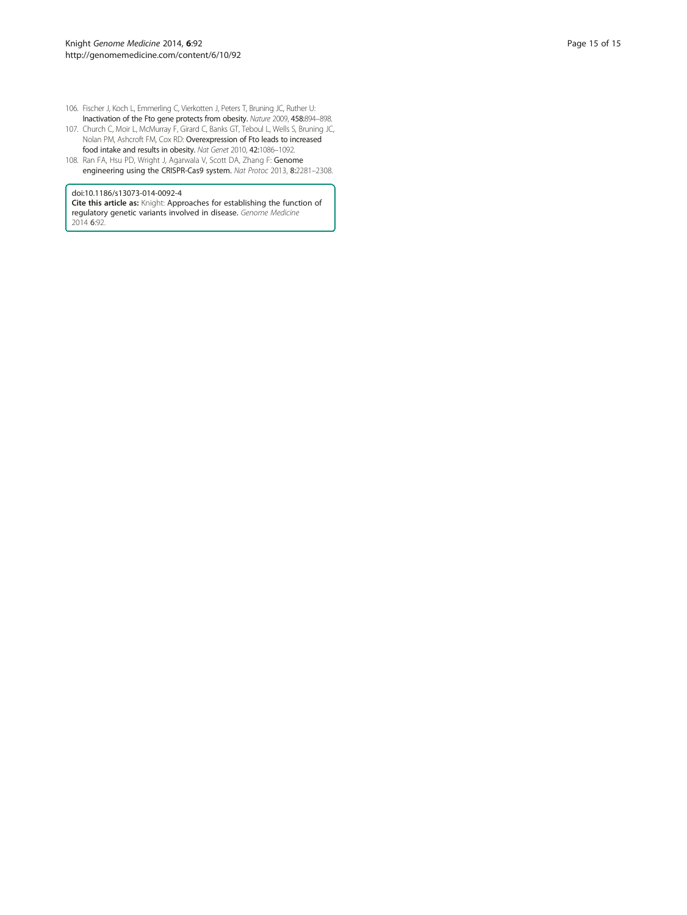106. Fischer J, Koch L, Emmerling C, Vierkotten J, Peters T, Bruning JC, Ruther U: **Inactivation of the Fto gene protects from obesity.** *Nature* 2009, **458:**894–898.
107. Church C, Moir L, McMurray F, Girard C, Banks GT, Teboul L, Wells S, Bruning JC, Nolan PM, Ashcroft FM, Cox RD: **Overexpression of Fto leads to increased food intake and results in obesity.** *Nat Genet* 2010, **42:**1086–1092.
108. Ran FA, Hsu PD, Wright J, Agarwala V, Scott DA, Zhang F: **Genome engineering using the CRISPR-Cas9 system.** *Nat Protoc* 2013, **8:**2281–2308.

doi:10.1186/s13073-014-0092-4
**Cite this article as:** Knight: Approaches for establishing the function of regulatory genetic variants involved in disease. *Genome Medicine* 2014 **6**:92.